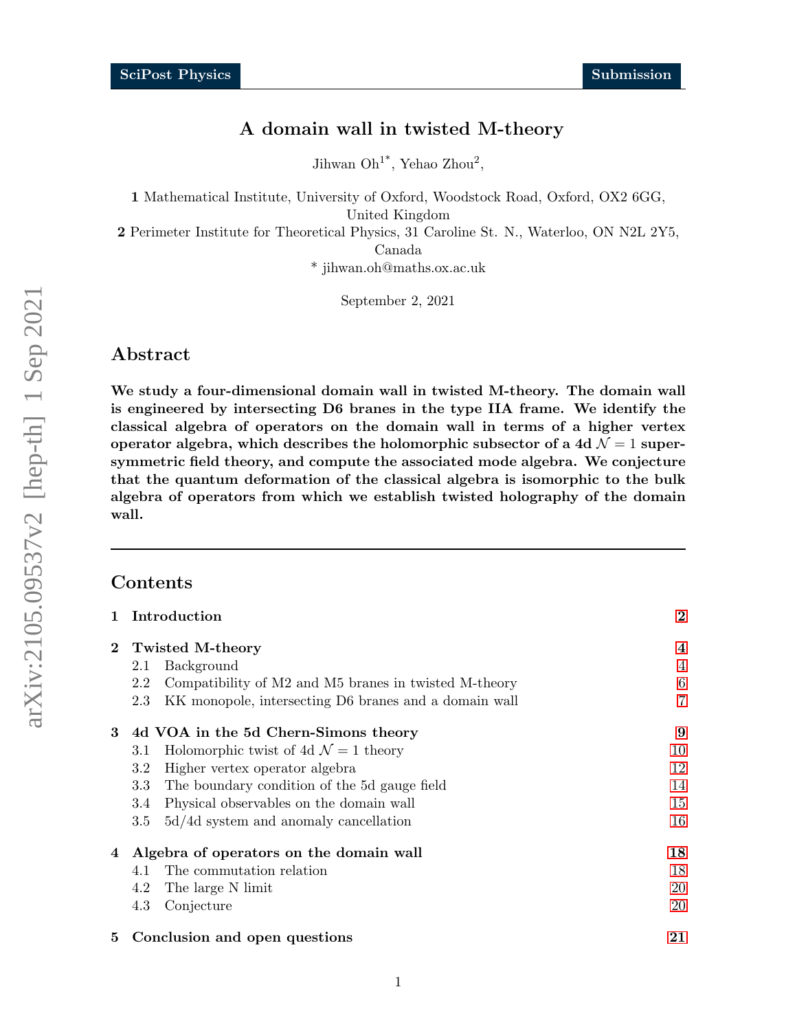# A domain wall in twisted M-theory

Jihwan Oh[1*], Yehao Zhou[2],

**1** Mathematical Institute, University of Oxford, Woodstock Road, Oxford, OX2 6GG, United Kingdom

**2** Perimeter Institute for Theoretical Physics, 31 Caroline St. N., Waterloo, ON N2L 2Y5, Canada

* jihwan.oh@maths.ox.ac.uk

September 2, 2021

## Abstract

**We study a four-dimensional domain wall in twisted M-theory. The domain wall is engineered by intersecting D6 branes in the type IIA frame. We identify the classical algebra of operators on the domain wall in terms of a higher vertex operator algebra, which describes the holomorphic subsector of a 4d $\mathcal{N}=1$ supersymmetric field theory, and compute the associated mode algebra. We conjecture that the quantum deformation of the classical algebra is isomorphic to the bulk algebra of operators from which we establish twisted holography of the domain wall.**

---

## Contents

- **1 Introduction** — 2
- **2 Twisted M-theory** — 4
  - 2.1 Background — 4
  - 2.2 Compatibility of M2 and M5 branes in twisted M-theory — 6
  - 2.3 KK monopole, intersecting D6 branes and a domain wall — 7
- **3 4d VOA in the 5d Chern-Simons theory** — 9
  - 3.1 Holomorphic twist of 4d $\mathcal{N}=1$ theory — 10
  - 3.2 Higher vertex operator algebra — 12
  - 3.3 The boundary condition of the 5d gauge field — 14
  - 3.4 Physical observables on the domain wall — 15
  - 3.5 5d/4d system and anomaly cancellation — 16
- **4 Algebra of operators on the domain wall** — 18
  - 4.1 The commutation relation — 18
  - 4.2 The large N limit — 20
  - 4.3 Conjecture — 20
- **5 Conclusion and open questions** — 21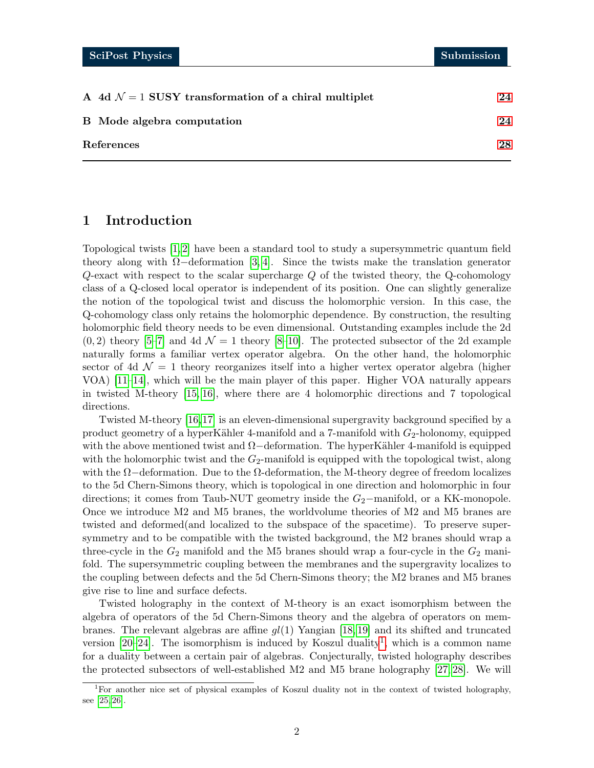| | |
|---|---|
| **A 4d $\mathcal{N}=1$ SUSY transformation of a chiral multiplet** | **24** |
| **B Mode algebra computation** | **24** |
| **References** | **28** |

# 1 Introduction

Topological twists [1,2] have been a standard tool to study a supersymmetric quantum field theory along with $\Omega-$deformation [3,4]. Since the twists make the translation generator $Q$-exact with respect to the scalar supercharge $Q$ of the twisted theory, the Q-cohomology class of a Q-closed local operator is independent of its position. One can slightly generalize the notion of the topological twist and discuss the holomorphic version. In this case, the Q-cohomology class only retains the holomorphic dependence. By construction, the resulting holomorphic field theory needs to be even dimensional. Outstanding examples include the 2d $(0,2)$ theory [5–7] and 4d $\mathcal{N}=1$ theory [8–10]. The protected subsector of the 2d example naturally forms a familiar vertex operator algebra. On the other hand, the holomorphic sector of 4d $\mathcal{N}=1$ theory reorganizes itself into a higher vertex operator algebra (higher VOA) [11–14], which will be the main player of this paper. Higher VOA naturally appears in twisted M-theory [15,16], where there are 4 holomorphic directions and 7 topological directions.

Twisted M-theory [16,17] is an eleven-dimensional supergravity background specified by a product geometry of a hyperKähler 4-manifold and a 7-manifold with $G_2$-holonomy, equipped with the above mentioned twist and $\Omega-$deformation. The hyperKähler 4-manifold is equipped with the holomorphic twist and the $G_2$-manifold is equipped with the topological twist, along with the $\Omega-$deformation. Due to the $\Omega$-deformation, the M-theory degree of freedom localizes to the 5d Chern-Simons theory, which is topological in one direction and holomorphic in four directions; it comes from Taub-NUT geometry inside the $G_2-$manifold, or a KK-monopole. Once we introduce M2 and M5 branes, the worldvolume theories of M2 and M5 branes are twisted and deformed(and localized to the subspace of the spacetime). To preserve supersymmetry and to be compatible with the twisted background, the M2 branes should wrap a three-cycle in the $G_2$ manifold and the M5 branes should wrap a four-cycle in the $G_2$ manifold. The supersymmetric coupling between the membranes and the supergravity localizes to the coupling between defects and the 5d Chern-Simons theory; the M2 branes and M5 branes give rise to line and surface defects.

Twisted holography in the context of M-theory is an exact isomorphism between the algebra of operators of the 5d Chern-Simons theory and the algebra of operators on membranes. The relevant algebras are affine $gl(1)$ Yangian [18,19] and its shifted and truncated version [20–24]. The isomorphism is induced by Koszul duality[1], which is a common name for a duality between a certain pair of algebras. Conjecturally, twisted holography describes the protected subsectors of well-established M2 and M5 brane holography [27,28]. We will

[1] For another nice set of physical examples of Koszul duality not in the context of twisted holography, see [25,26].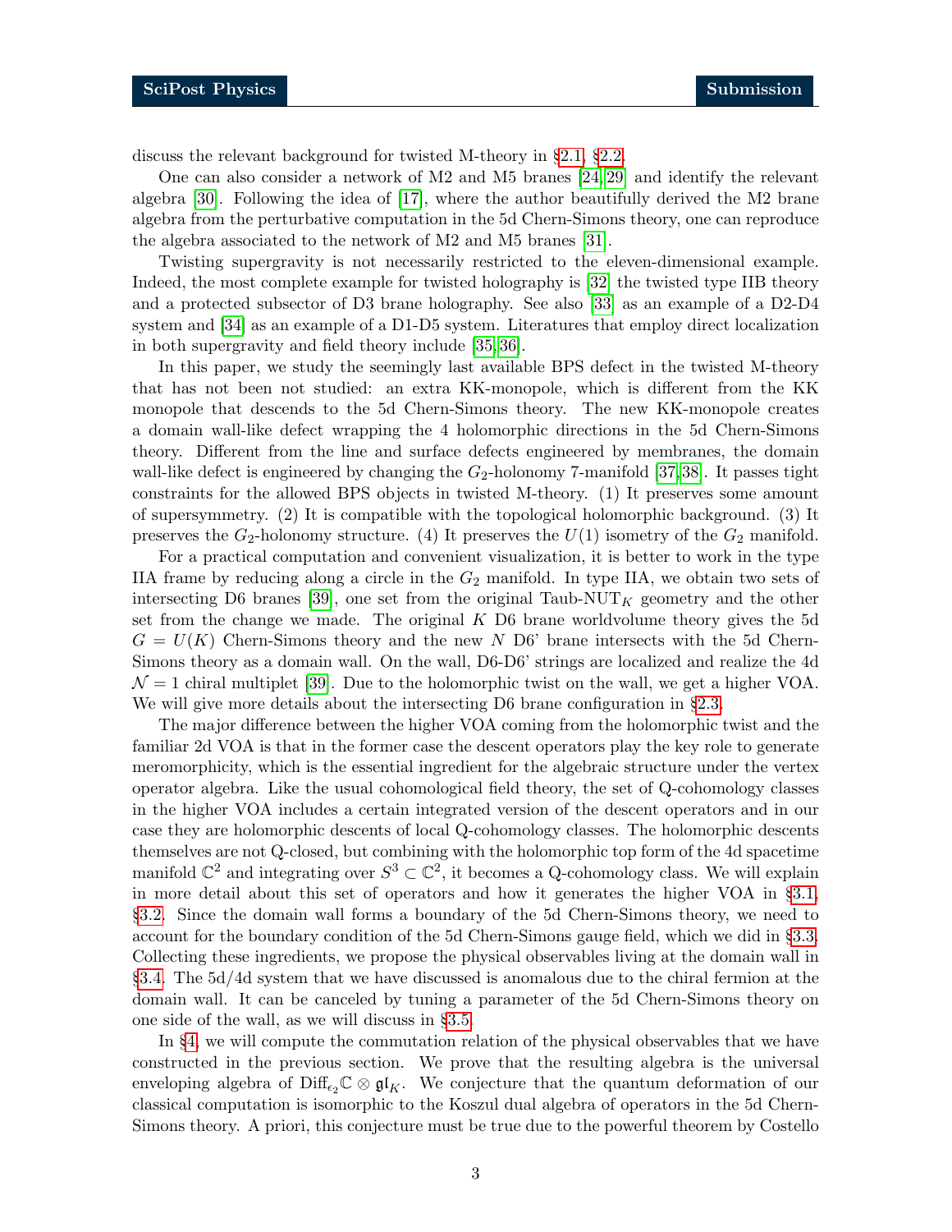discuss the relevant background for twisted M-theory in §2.1, §2.2.

One can also consider a network of M2 and M5 branes [24,29] and identify the relevant algebra [30]. Following the idea of [17], where the author beautifully derived the M2 brane algebra from the perturbative computation in the 5d Chern-Simons theory, one can reproduce the algebra associated to the network of M2 and M5 branes [31].

Twisting supergravity is not necessarily restricted to the eleven-dimensional example. Indeed, the most complete example for twisted holography is [32] the twisted type IIB theory and a protected subsector of D3 brane holography. See also [33] as an example of a D2-D4 system and [34] as an example of a D1-D5 system. Literatures that employ direct localization in both supergravity and field theory include [35,36].

In this paper, we study the seemingly last available BPS defect in the twisted M-theory that has not been not studied: an extra KK-monopole, which is different from the KK monopole that descends to the 5d Chern-Simons theory. The new KK-monopole creates a domain wall-like defect wrapping the 4 holomorphic directions in the 5d Chern-Simons theory. Different from the line and surface defects engineered by membranes, the domain wall-like defect is engineered by changing the $G_2$-holonomy 7-manifold [37,38]. It passes tight constraints for the allowed BPS objects in twisted M-theory. (1) It preserves some amount of supersymmetry. (2) It is compatible with the topological holomorphic background. (3) It preserves the $G_2$-holonomy structure. (4) It preserves the $U(1)$ isometry of the $G_2$ manifold.

For a practical computation and convenient visualization, it is better to work in the type IIA frame by reducing along a circle in the $G_2$ manifold. In type IIA, we obtain two sets of intersecting D6 branes [39], one set from the original Taub-NUT$_K$ geometry and the other set from the change we made. The original $K$ D6 brane worldvolume theory gives the 5d $G = U(K)$ Chern-Simons theory and the new $N$ D6' brane intersects with the 5d Chern-Simons theory as a domain wall. On the wall, D6-D6' strings are localized and realize the 4d $\mathcal{N} = 1$ chiral multiplet [39]. Due to the holomorphic twist on the wall, we get a higher VOA. We will give more details about the intersecting D6 brane configuration in §2.3.

The major difference between the higher VOA coming from the holomorphic twist and the familiar 2d VOA is that in the former case the descent operators play the key role to generate meromorphicity, which is the essential ingredient for the algebraic structure under the vertex operator algebra. Like the usual cohomological field theory, the set of Q-cohomology classes in the higher VOA includes a certain integrated version of the descent operators and in our case they are holomorphic descents of local Q-cohomology classes. The holomorphic descents themselves are not Q-closed, but combining with the holomorphic top form of the 4d spacetime manifold $\mathbb{C}^2$ and integrating over $S^3 \subset \mathbb{C}^2$, it becomes a Q-cohomology class. We will explain in more detail about this set of operators and how it generates the higher VOA in §3.1, §3.2. Since the domain wall forms a boundary of the 5d Chern-Simons theory, we need to account for the boundary condition of the 5d Chern-Simons gauge field, which we did in §3.3. Collecting these ingredients, we propose the physical observables living at the domain wall in §3.4. The 5d/4d system that we have discussed is anomalous due to the chiral fermion at the domain wall. It can be canceled by tuning a parameter of the 5d Chern-Simons theory on one side of the wall, as we will discuss in §3.5.

In §4, we will compute the commutation relation of the physical observables that we have constructed in the previous section. We prove that the resulting algebra is the universal enveloping algebra of $\mathrm{Diff}_{\epsilon_2}\mathbb{C} \otimes \mathfrak{gl}_K$. We conjecture that the quantum deformation of our classical computation is isomorphic to the Koszul dual algebra of operators in the 5d Chern-Simons theory. A priori, this conjecture must be true due to the powerful theorem by Costello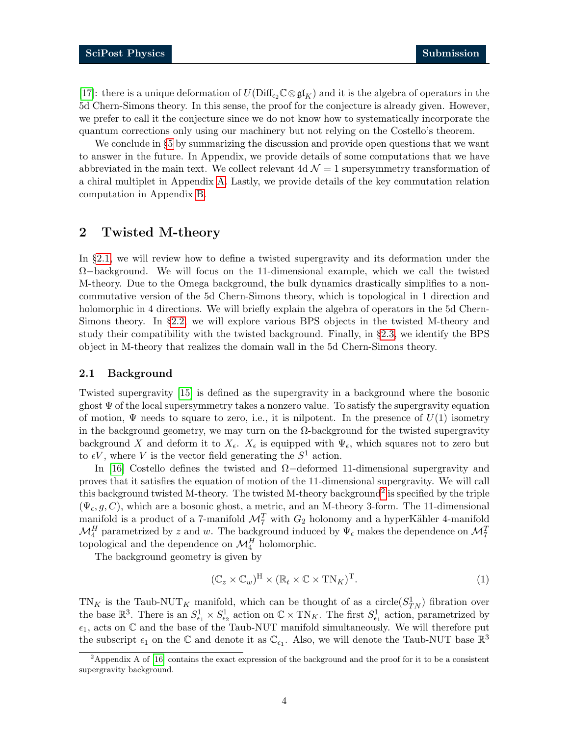[17]: there is a unique deformation of $U(\mathrm{Diff}_{\epsilon_2}\mathbb{C}\otimes\mathfrak{gl}_K)$ and it is the algebra of operators in the 5d Chern-Simons theory. In this sense, the proof for the conjecture is already given. However, we prefer to call it the conjecture since we do not know how to systematically incorporate the quantum corrections only using our machinery but not relying on the Costello's theorem.

We conclude in §5 by summarizing the discussion and provide open questions that we want to answer in the future. In Appendix, we provide details of some computations that we have abbreviated in the main text. We collect relevant 4d $\mathcal{N}=1$ supersymmetry transformation of a chiral multiplet in Appendix A. Lastly, we provide details of the key commutation relation computation in Appendix B.

## 2 Twisted M-theory

In §2.1, we will review how to define a twisted supergravity and its deformation under the Ω−background. We will focus on the 11-dimensional example, which we call the twisted M-theory. Due to the Omega background, the bulk dynamics drastically simplifies to a non-commutative version of the 5d Chern-Simons theory, which is topological in 1 direction and holomorphic in 4 directions. We will briefly explain the algebra of operators in the 5d Chern-Simons theory. In §2.2, we will explore various BPS objects in the twisted M-theory and study their compatibility with the twisted background. Finally, in §2.3, we identify the BPS object in M-theory that realizes the domain wall in the 5d Chern-Simons theory.

### 2.1 Background

Twisted supergravity [15] is defined as the supergravity in a background where the bosonic ghost $\Psi$ of the local supersymmetry takes a nonzero value. To satisfy the supergravity equation of motion, $\Psi$ needs to square to zero, i.e., it is nilpotent. In the presence of $U(1)$ isometry in the background geometry, we may turn on the Ω-background for the twisted supergravity background $X$ and deform it to $X_\epsilon$. $X_\epsilon$ is equipped with $\Psi_\epsilon$, which squares not to zero but to $\epsilon V$, where $V$ is the vector field generating the $S^1$ action.

In [16] Costello defines the twisted and Ω−deformed 11-dimensional supergravity and proves that it satisfies the equation of motion of the 11-dimensional supergravity. We will call this background twisted M-theory. The twisted M-theory background[2] is specified by the triple $(\Psi_\epsilon, g, C)$, which are a bosonic ghost, a metric, and an M-theory 3-form. The 11-dimensional manifold is a product of a 7-manifold $\mathcal{M}_7^T$ with $G_2$ holonomy and a hyperKähler 4-manifold $\mathcal{M}_4^H$ parametrized by $z$ and $w$. The background induced by $\Psi_\epsilon$ makes the dependence on $\mathcal{M}_7^T$ topological and the dependence on $\mathcal{M}_4^H$ holomorphic.

The background geometry is given by

$$(\mathbb{C}_z\times\mathbb{C}_w)^{\mathrm{H}}\times(\mathbb{R}_t\times\mathbb{C}\times\mathrm{TN}_K)^{\mathrm{T}}. \tag{1}$$

$\mathrm{TN}_K$ is the Taub-NUT$_K$ manifold, which can be thought of as a circle($S^1_{TN}$) fibration over the base $\mathbb{R}^3$. There is an $S^1_{\epsilon_1}\times S^1_{\epsilon_2}$ action on $\mathbb{C}\times\mathrm{TN}_K$. The first $S^1_{\epsilon_1}$ action, parametrized by $\epsilon_1$, acts on $\mathbb{C}$ and the base of the Taub-NUT manifold simultaneously. We will therefore put the subscript $\epsilon_1$ on the $\mathbb{C}$ and denote it as $\mathbb{C}_{\epsilon_1}$. Also, we will denote the Taub-NUT base $\mathbb{R}^3$

[2] Appendix A of [16] contains the exact expression of the background and the proof for it to be a consistent supergravity background.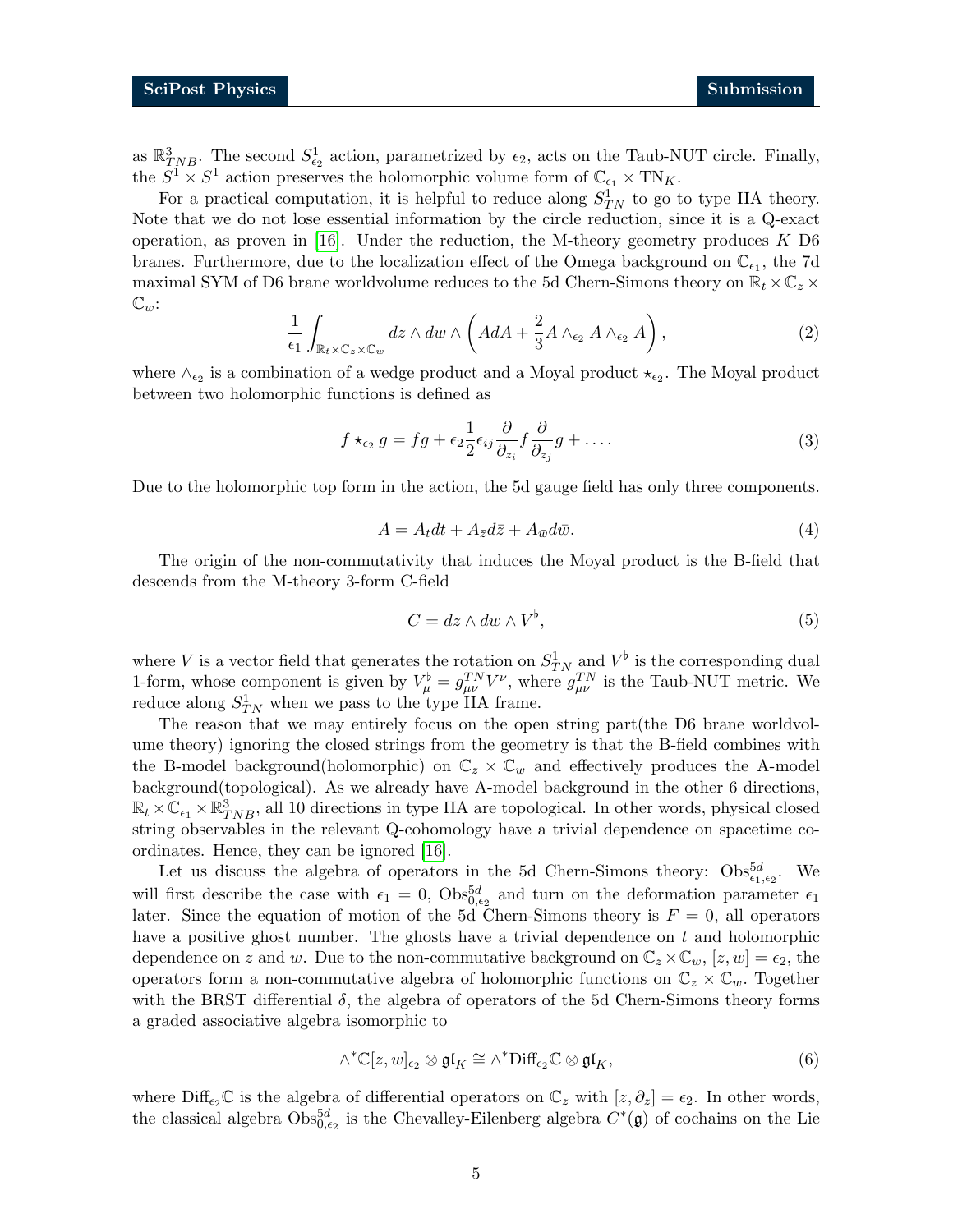as $\mathbb{R}^3_{TNB}$. The second $S^1_{\epsilon_2}$ action, parametrized by $\epsilon_2$, acts on the Taub-NUT circle. Finally, the $S^1 \times S^1$ action preserves the holomorphic volume form of $\mathbb{C}_{\epsilon_1} \times \mathrm{TN}_K$.

For a practical computation, it is helpful to reduce along $S^1_{TN}$ to go to type IIA theory. Note that we do not lose essential information by the circle reduction, since it is a Q-exact operation, as proven in [16]. Under the reduction, the M-theory geometry produces $K$ D6 branes. Furthermore, due to the localization effect of the Omega background on $\mathbb{C}_{\epsilon_1}$, the 7d maximal SYM of D6 brane worldvolume reduces to the 5d Chern-Simons theory on $\mathbb{R}_t \times \mathbb{C}_z \times \mathbb{C}_w$:

$$\frac{1}{\epsilon_1} \int_{\mathbb{R}_t \times \mathbb{C}_z \times \mathbb{C}_w} dz \wedge dw \wedge \left( AdA + \frac{2}{3} A \wedge_{\epsilon_2} A \wedge_{\epsilon_2} A \right), \tag{2}$$

where $\wedge_{\epsilon_2}$ is a combination of a wedge product and a Moyal product $\star_{\epsilon_2}$. The Moyal product between two holomorphic functions is defined as

$$f \star_{\epsilon_2} g = fg + \epsilon_2 \frac{1}{2} \epsilon_{ij} \frac{\partial}{\partial_{z_i}} f \frac{\partial}{\partial_{z_j}} g + \dots. \tag{3}$$

Due to the holomorphic top form in the action, the 5d gauge field has only three components.

$$A = A_t dt + A_{\bar{z}} d\bar{z} + A_{\bar{w}} d\bar{w}. \tag{4}$$

The origin of the non-commutativity that induces the Moyal product is the B-field that descends from the M-theory 3-form C-field

$$C = dz \wedge dw \wedge V^\flat, \tag{5}$$

where $V$ is a vector field that generates the rotation on $S^1_{TN}$ and $V^\flat$ is the corresponding dual 1-form, whose component is given by $V^\flat_\mu = g^{TN}_{\mu\nu} V^\nu$, where $g^{TN}_{\mu\nu}$ is the Taub-NUT metric. We reduce along $S^1_{TN}$ when we pass to the type IIA frame.

The reason that we may entirely focus on the open string part(the D6 brane worldvolume theory) ignoring the closed strings from the geometry is that the B-field combines with the B-model background(holomorphic) on $\mathbb{C}_z \times \mathbb{C}_w$ and effectively produces the A-model background(topological). As we already have A-model background in the other 6 directions, $\mathbb{R}_t \times \mathbb{C}_{\epsilon_1} \times \mathbb{R}^3_{TNB}$, all 10 directions in type IIA are topological. In other words, physical closed string observables in the relevant Q-cohomology have a trivial dependence on spacetime coordinates. Hence, they can be ignored [16].

Let us discuss the algebra of operators in the 5d Chern-Simons theory: $\mathrm{Obs}^{5d}_{\epsilon_1,\epsilon_2}$. We will first describe the case with $\epsilon_1 = 0$, $\mathrm{Obs}^{5d}_{0,\epsilon_2}$ and turn on the deformation parameter $\epsilon_1$ later. Since the equation of motion of the 5d Chern-Simons theory is $F = 0$, all operators have a positive ghost number. The ghosts have a trivial dependence on $t$ and holomorphic dependence on $z$ and $w$. Due to the non-commutative background on $\mathbb{C}_z \times \mathbb{C}_w$, $[z, w] = \epsilon_2$, the operators form a non-commutative algebra of holomorphic functions on $\mathbb{C}_z \times \mathbb{C}_w$. Together with the BRST differential $\delta$, the algebra of operators of the 5d Chern-Simons theory forms a graded associative algebra isomorphic to

$$\wedge^* \mathbb{C}[z, w]_{\epsilon_2} \otimes \mathfrak{gl}_K \cong \wedge^* \mathrm{Diff}_{\epsilon_2} \mathbb{C} \otimes \mathfrak{gl}_K, \tag{6}$$

where $\mathrm{Diff}_{\epsilon_2}\mathbb{C}$ is the algebra of differential operators on $\mathbb{C}_z$ with $[z, \partial_z] = \epsilon_2$. In other words, the classical algebra $\mathrm{Obs}^{5d}_{0,\epsilon_2}$ is the Chevalley-Eilenberg algebra $C^*(\mathfrak{g})$ of cochains on the Lie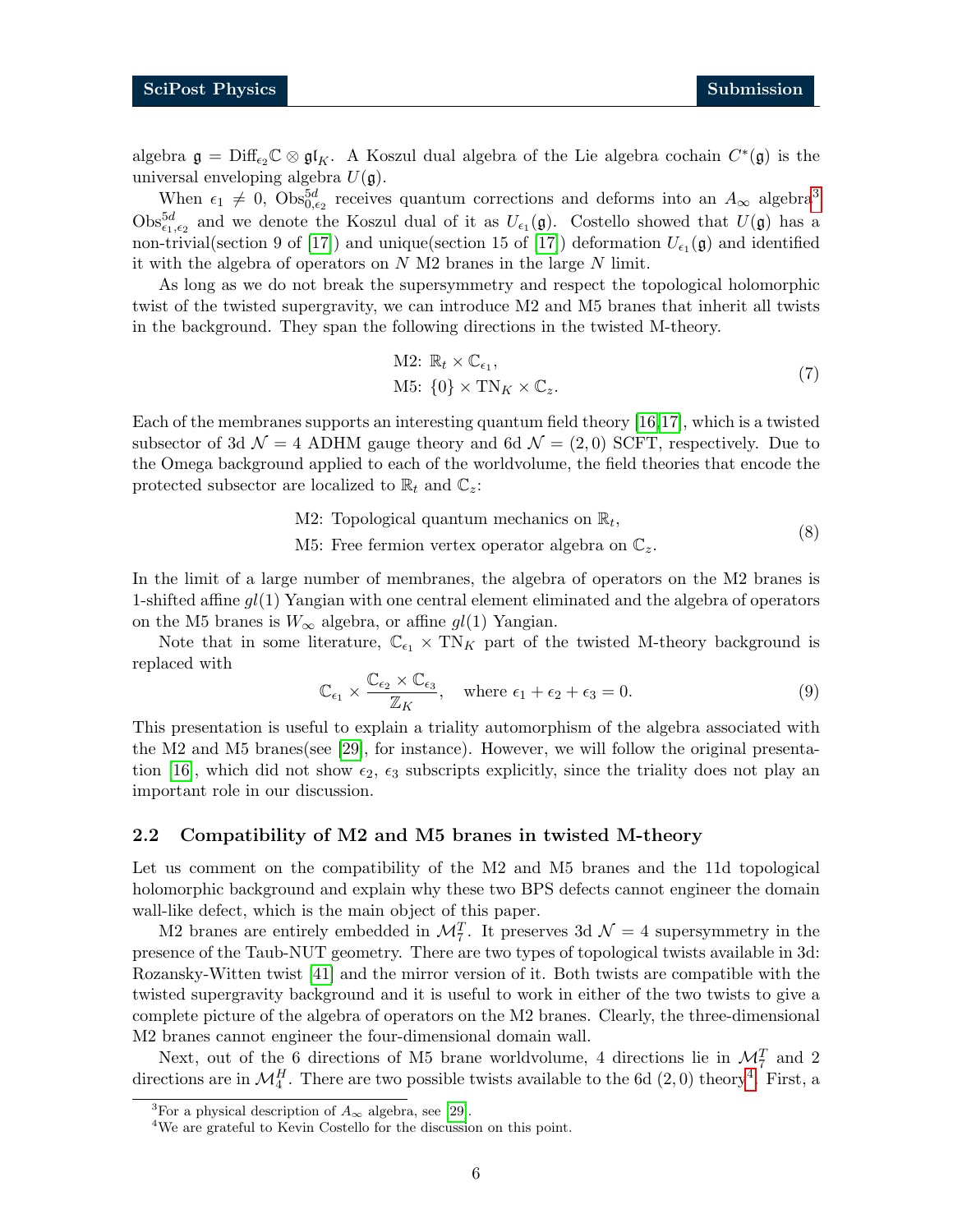algebra $\mathfrak{g} = \mathrm{Diff}_{\epsilon_2}\mathbb{C} \otimes \mathfrak{gl}_K$. A Koszul dual algebra of the Lie algebra cochain $C^*(\mathfrak{g})$ is the universal enveloping algebra $U(\mathfrak{g})$.

When $\epsilon_1 \neq 0$, $\mathrm{Obs}^{5d}_{0,\epsilon_2}$ receives quantum corrections and deforms into an $A_\infty$ algebra[3] $\mathrm{Obs}^{5d}_{\epsilon_1,\epsilon_2}$ and we denote the Koszul dual of it as $U_{\epsilon_1}(\mathfrak{g})$. Costello showed that $U(\mathfrak{g})$ has a non-trivial(section 9 of [17]) and unique(section 15 of [17]) deformation $U_{\epsilon_1}(\mathfrak{g})$ and identified it with the algebra of operators on $N$ M2 branes in the large $N$ limit.

As long as we do not break the supersymmetry and respect the topological holomorphic twist of the twisted supergravity, we can introduce M2 and M5 branes that inherit all twists in the background. They span the following directions in the twisted M-theory.

$$
\begin{aligned}
&\text{M2: } \mathbb{R}_t \times \mathbb{C}_{\epsilon_1}, \\
&\text{M5: } \{0\} \times \mathrm{TN}_K \times \mathbb{C}_z.
\end{aligned} \tag{7}
$$

Each of the membranes supports an interesting quantum field theory [16,17], which is a twisted subsector of 3d $\mathcal{N}=4$ ADHM gauge theory and 6d $\mathcal{N}=(2,0)$ SCFT, respectively. Due to the Omega background applied to each of the worldvolume, the field theories that encode the protected subsector are localized to $\mathbb{R}_t$ and $\mathbb{C}_z$:

$$
\begin{aligned}
&\text{M2: Topological quantum mechanics on } \mathbb{R}_t, \\
&\text{M5: Free fermion vertex operator algebra on } \mathbb{C}_z.
\end{aligned} \tag{8}
$$

In the limit of a large number of membranes, the algebra of operators on the M2 branes is 1-shifted affine $gl(1)$ Yangian with one central element eliminated and the algebra of operators on the M5 branes is $W_\infty$ algebra, or affine $gl(1)$ Yangian.

Note that in some literature, $\mathbb{C}_{\epsilon_1} \times \mathrm{TN}_K$ part of the twisted M-theory background is replaced with

$$
\mathbb{C}_{\epsilon_1} \times \frac{\mathbb{C}_{\epsilon_2} \times \mathbb{C}_{\epsilon_3}}{\mathbb{Z}_K}, \quad \text{where } \epsilon_1 + \epsilon_2 + \epsilon_3 = 0. \tag{9}
$$

This presentation is useful to explain a triality automorphism of the algebra associated with the M2 and M5 branes(see [29], for instance). However, we will follow the original presentation [16], which did not show $\epsilon_2$, $\epsilon_3$ subscripts explicitly, since the triality does not play an important role in our discussion.

### 2.2 Compatibility of M2 and M5 branes in twisted M-theory

Let us comment on the compatibility of the M2 and M5 branes and the 11d topological holomorphic background and explain why these two BPS defects cannot engineer the domain wall-like defect, which is the main object of this paper.

M2 branes are entirely embedded in $\mathcal{M}_7^T$. It preserves 3d $\mathcal{N}=4$ supersymmetry in the presence of the Taub-NUT geometry. There are two types of topological twists available in 3d: Rozansky-Witten twist [41] and the mirror version of it. Both twists are compatible with the twisted supergravity background and it is useful to work in either of the two twists to give a complete picture of the algebra of operators on the M2 branes. Clearly, the three-dimensional M2 branes cannot engineer the four-dimensional domain wall.

Next, out of the 6 directions of M5 brane worldvolume, 4 directions lie in $\mathcal{M}_7^T$ and 2 directions are in $\mathcal{M}_4^H$. There are two possible twists available to the 6d $(2,0)$ theory[4]. First, a

[3] For a physical description of $A_\infty$ algebra, see [29].

[4] We are grateful to Kevin Costello for the discussion on this point.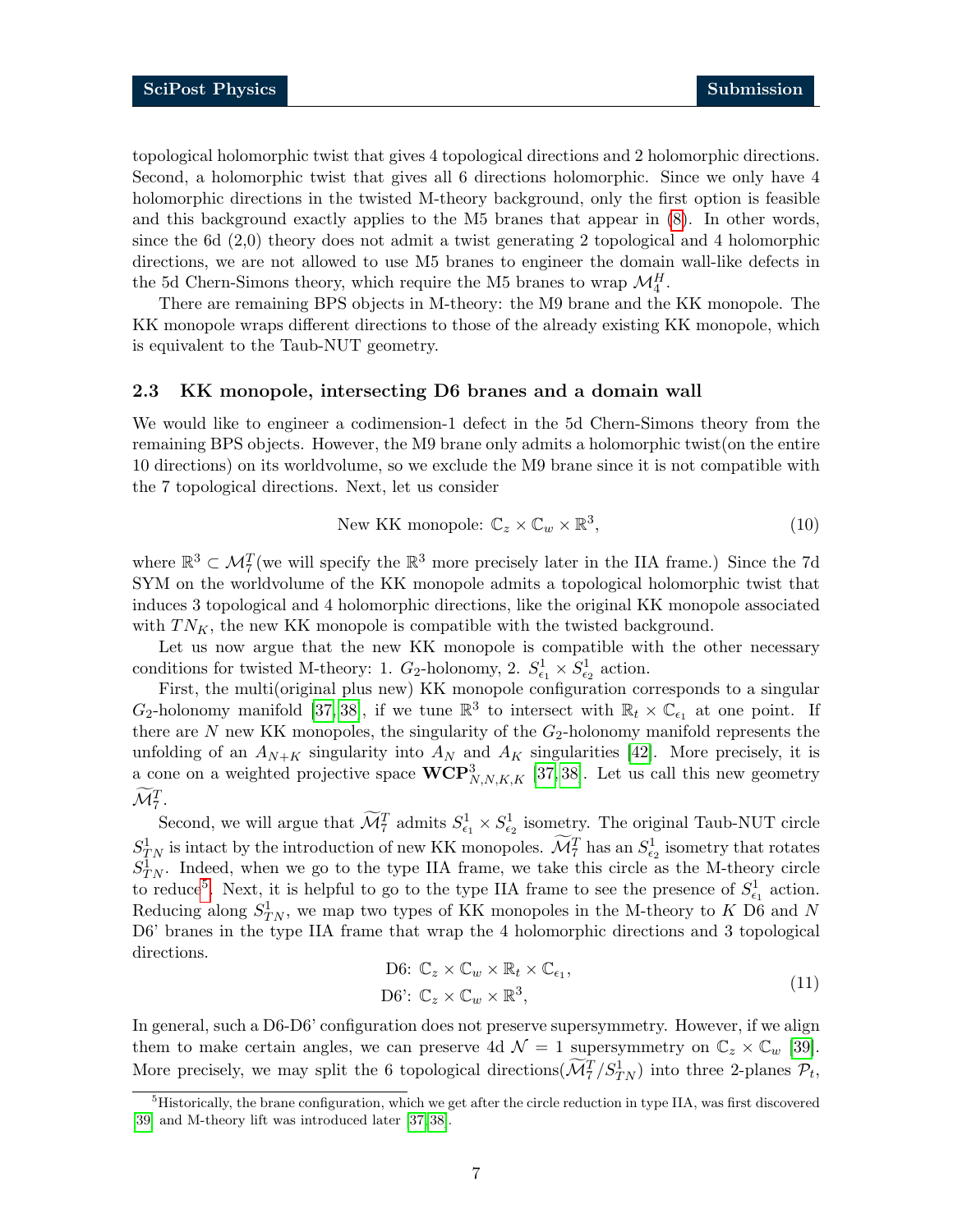topological holomorphic twist that gives 4 topological directions and 2 holomorphic directions. Second, a holomorphic twist that gives all 6 directions holomorphic. Since we only have 4 holomorphic directions in the twisted M-theory background, only the first option is feasible and this background exactly applies to the M5 branes that appear in (8). In other words, since the 6d (2,0) theory does not admit a twist generating 2 topological and 4 holomorphic directions, we are not allowed to use M5 branes to engineer the domain wall-like defects in the 5d Chern-Simons theory, which require the M5 branes to wrap $\mathcal{M}_4^H$.

There are remaining BPS objects in M-theory: the M9 brane and the KK monopole. The KK monopole wraps different directions to those of the already existing KK monopole, which is equivalent to the Taub-NUT geometry.

### 2.3 KK monopole, intersecting D6 branes and a domain wall

We would like to engineer a codimension-1 defect in the 5d Chern-Simons theory from the remaining BPS objects. However, the M9 brane only admits a holomorphic twist(on the entire 10 directions) on its worldvolume, so we exclude the M9 brane since it is not compatible with the 7 topological directions. Next, let us consider

$$\text{New KK monopole: } \mathbb{C}_z \times \mathbb{C}_w \times \mathbb{R}^3, \tag{10}$$

where $\mathbb{R}^3 \subset \mathcal{M}_7^T$(we will specify the $\mathbb{R}^3$ more precisely later in the IIA frame.) Since the 7d SYM on the worldvolume of the KK monopole admits a topological holomorphic twist that induces 3 topological and 4 holomorphic directions, like the original KK monopole associated with $TN_K$, the new KK monopole is compatible with the twisted background.

Let us now argue that the new KK monopole is compatible with the other necessary conditions for twisted M-theory: 1. $G_2$-holonomy, 2. $S^1_{\epsilon_1} \times S^1_{\epsilon_2}$ action.

First, the multi(original plus new) KK monopole configuration corresponds to a singular $G_2$-holonomy manifold [37, 38], if we tune $\mathbb{R}^3$ to intersect with $\mathbb{R}_t \times \mathbb{C}_{\epsilon_1}$ at one point. If there are $N$ new KK monopoles, the singularity of the $G_2$-holonomy manifold represents the unfolding of an $A_{N+K}$ singularity into $A_N$ and $A_K$ singularities [42]. More precisely, it is a cone on a weighted projective space $\mathbf{WCP}^3_{N,N,K,K}$ [37, 38]. Let us call this new geometry $\widetilde{\mathcal{M}}_7^T$.

Second, we will argue that $\widetilde{\mathcal{M}}_7^T$ admits $S^1_{\epsilon_1} \times S^1_{\epsilon_2}$ isometry. The original Taub-NUT circle $S^1_{TN}$ is intact by the introduction of new KK monopoles. $\widetilde{\mathcal{M}}_7^T$ has an $S^1_{\epsilon_2}$ isometry that rotates $S^1_{TN}$. Indeed, when we go to the type IIA frame, we take this circle as the M-theory circle to reduce[5]. Next, it is helpful to go to the type IIA frame to see the presence of $S^1_{\epsilon_1}$ action. Reducing along $S^1_{TN}$, we map two types of KK monopoles in the M-theory to $K$ D6 and $N$ D6' branes in the type IIA frame that wrap the 4 holomorphic directions and 3 topological directions.

$$\begin{aligned} &\text{D6: } \mathbb{C}_z \times \mathbb{C}_w \times \mathbb{R}_t \times \mathbb{C}_{\epsilon_1}, \\ &\text{D6': } \mathbb{C}_z \times \mathbb{C}_w \times \mathbb{R}^3, \end{aligned} \tag{11}$$

In general, such a D6-D6' configuration does not preserve supersymmetry. However, if we align them to make certain angles, we can preserve 4d $\mathcal{N} = 1$ supersymmetry on $\mathbb{C}_z \times \mathbb{C}_w$ [39]. More precisely, we may split the 6 topological directions($\widetilde{\mathcal{M}}_7^T / S^1_{TN}$) into three 2-planes $\mathcal{P}_t$,

[5] Historically, the brane configuration, which we get after the circle reduction in type IIA, was first discovered [39] and M-theory lift was introduced later [37, 38].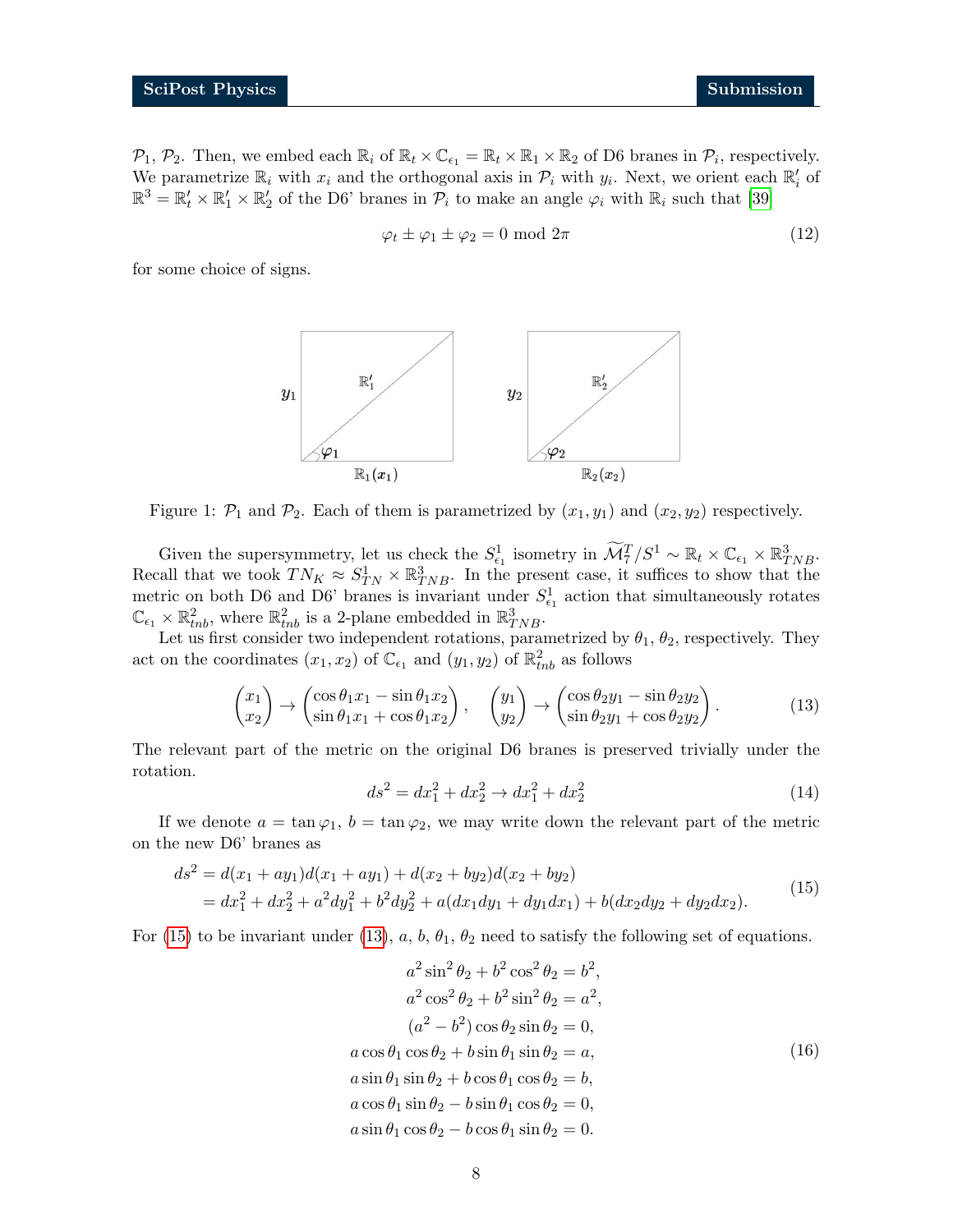$\mathcal{P}_1$, $\mathcal{P}_2$. Then, we embed each $\mathbb{R}_i$ of $\mathbb{R}_t \times \mathbb{C}_{\epsilon_1} = \mathbb{R}_t \times \mathbb{R}_1 \times \mathbb{R}_2$ of D6 branes in $\mathcal{P}_i$, respectively. We parametrize $\mathbb{R}_i$ with $x_i$ and the orthogonal axis in $\mathcal{P}_i$ with $y_i$. Next, we orient each $\mathbb{R}'_i$ of $\mathbb{R}^3 = \mathbb{R}'_t \times \mathbb{R}'_1 \times \mathbb{R}'_2$ of the D6' branes in $\mathcal{P}_i$ to make an angle $\varphi_i$ with $\mathbb{R}_i$ such that [39]

$$\varphi_t \pm \varphi_1 \pm \varphi_2 = 0 \text{ mod } 2\pi \tag{12}$$

for some choice of signs.

Figure 1: $\mathcal{P}_1$ and $\mathcal{P}_2$. Each of them is parametrized by $(x_1, y_1)$ and $(x_2, y_2)$ respectively.

Given the supersymmetry, let us check the $S^1_{\epsilon_1}$ isometry in $\widetilde{\mathcal{M}}^T_7/S^1 \sim \mathbb{R}_t \times \mathbb{C}_{\epsilon_1} \times \mathbb{R}^3_{TNB}$. Recall that we took $TN_K \approx S^1_{TN} \times \mathbb{R}^3_{TNB}$. In the present case, it suffices to show that the metric on both D6 and D6' branes is invariant under $S^1_{\epsilon_1}$ action that simultaneously rotates $\mathbb{C}_{\epsilon_1} \times \mathbb{R}^2_{tnb}$, where $\mathbb{R}^2_{tnb}$ is a 2-plane embedded in $\mathbb{R}^3_{TNB}$.

Let us first consider two independent rotations, parametrized by $\theta_1$, $\theta_2$, respectively. They act on the coordinates $(x_1, x_2)$ of $\mathbb{C}_{\epsilon_1}$ and $(y_1, y_2)$ of $\mathbb{R}^2_{tnb}$ as follows

$$\begin{pmatrix} x_1 \\ x_2 \end{pmatrix} \to \begin{pmatrix} \cos\theta_1 x_1 - \sin\theta_1 x_2 \\ \sin\theta_1 x_1 + \cos\theta_1 x_2 \end{pmatrix}, \quad \begin{pmatrix} y_1 \\ y_2 \end{pmatrix} \to \begin{pmatrix} \cos\theta_2 y_1 - \sin\theta_2 y_2 \\ \sin\theta_2 y_1 + \cos\theta_2 y_2 \end{pmatrix}. \tag{13}$$

The relevant part of the metric on the original D6 branes is preserved trivially under the rotation.

$$ds^2 = dx_1^2 + dx_2^2 \to dx_1^2 + dx_2^2 \tag{14}$$

If we denote $a = \tan\varphi_1$, $b = \tan\varphi_2$, we may write down the relevant part of the metric on the new D6' branes as

$$\begin{aligned} ds^2 &= d(x_1 + ay_1)d(x_1 + ay_1) + d(x_2 + by_2)d(x_2 + by_2) \\ &= dx_1^2 + dx_2^2 + a^2 dy_1^2 + b^2 dy_2^2 + a(dx_1 dy_1 + dy_1 dx_1) + b(dx_2 dy_2 + dy_2 dx_2). \end{aligned} \tag{15}$$

For (15) to be invariant under (13), $a$, $b$, $\theta_1$, $\theta_2$ need to satisfy the following set of equations.

$$\begin{aligned} a^2 \sin^2\theta_2 + b^2 \cos^2\theta_2 &= b^2, \\ a^2 \cos^2\theta_2 + b^2 \sin^2\theta_2 &= a^2, \\ (a^2 - b^2)\cos\theta_2 \sin\theta_2 &= 0, \\ a\cos\theta_1 \cos\theta_2 + b\sin\theta_1 \sin\theta_2 &= a, \\ a\sin\theta_1 \sin\theta_2 + b\cos\theta_1 \cos\theta_2 &= b, \\ a\cos\theta_1 \sin\theta_2 - b\sin\theta_1 \cos\theta_2 &= 0, \\ a\sin\theta_1 \cos\theta_2 - b\cos\theta_1 \sin\theta_2 &= 0. \end{aligned} \tag{16}$$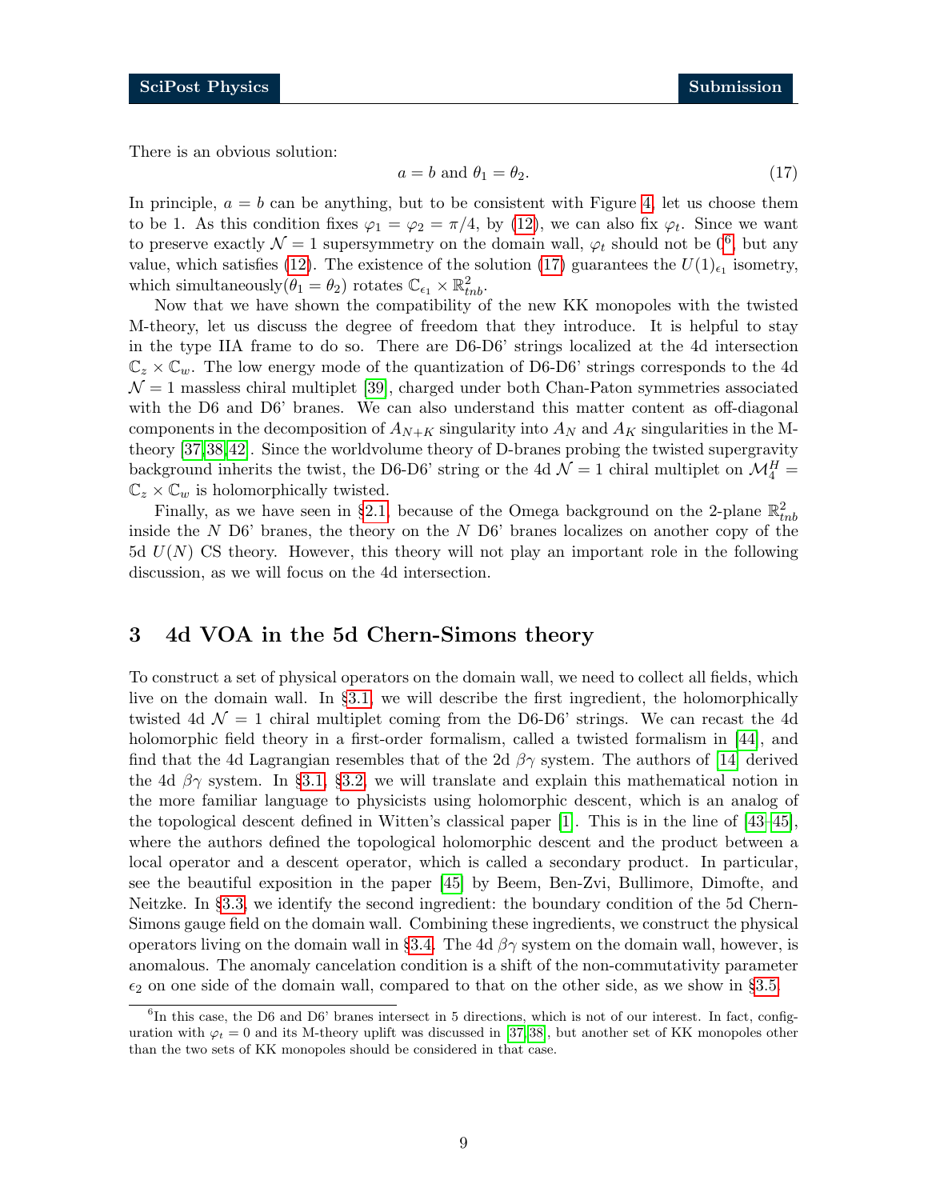There is an obvious solution:

$$a = b \text{ and } \theta_1 = \theta_2. \tag{17}$$

In principle, $a = b$ can be anything, but to be consistent with Figure 4, let us choose them to be 1. As this condition fixes $\varphi_1 = \varphi_2 = \pi/4$, by (12), we can also fix $\varphi_t$. Since we want to preserve exactly $\mathcal{N} = 1$ supersymmetry on the domain wall, $\varphi_t$ should not be 0[6], but any value, which satisfies (12). The existence of the solution (17) guarantees the $U(1)_{\epsilon_1}$ isometry, which simultaneously($\theta_1 = \theta_2$) rotates $\mathbb{C}_{\epsilon_1} \times \mathbb{R}^2_{tnb}$.

Now that we have shown the compatibility of the new KK monopoles with the twisted M-theory, let us discuss the degree of freedom that they introduce. It is helpful to stay in the type IIA frame to do so. There are D6-D6' strings localized at the 4d intersection $\mathbb{C}_z \times \mathbb{C}_w$. The low energy mode of the quantization of D6-D6' strings corresponds to the 4d $\mathcal{N} = 1$ massless chiral multiplet [39], charged under both Chan-Paton symmetries associated with the D6 and D6' branes. We can also understand this matter content as off-diagonal components in the decomposition of $A_{N+K}$ singularity into $A_N$ and $A_K$ singularities in the M-theory [37,38,42]. Since the worldvolume theory of D-branes probing the twisted supergravity background inherits the twist, the D6-D6' string or the 4d $\mathcal{N} = 1$ chiral multiplet on $\mathcal{M}^H_4 = \mathbb{C}_z \times \mathbb{C}_w$ is holomorphically twisted.

Finally, as we have seen in §2.1, because of the Omega background on the 2-plane $\mathbb{R}^2_{tnb}$ inside the $N$ D6' branes, the theory on the $N$ D6' branes localizes on another copy of the 5d $U(N)$ CS theory. However, this theory will not play an important role in the following discussion, as we will focus on the 4d intersection.

# 3 4d VOA in the 5d Chern-Simons theory

To construct a set of physical operators on the domain wall, we need to collect all fields, which live on the domain wall. In §3.1, we will describe the first ingredient, the holomorphically twisted 4d $\mathcal{N} = 1$ chiral multiplet coming from the D6-D6' strings. We can recast the 4d holomorphic field theory in a first-order formalism, called a twisted formalism in [44], and find that the 4d Lagrangian resembles that of the 2d $\beta\gamma$ system. The authors of [14] derived the 4d $\beta\gamma$ system. In §3.1, §3.2, we will translate and explain this mathematical notion in the more familiar language to physicists using holomorphic descent, which is an analog of the topological descent defined in Witten's classical paper [1]. This is in the line of [43–45], where the authors defined the topological holomorphic descent and the product between a local operator and a descent operator, which is called a secondary product. In particular, see the beautiful exposition in the paper [45] by Beem, Ben-Zvi, Bullimore, Dimofte, and Neitzke. In §3.3, we identify the second ingredient: the boundary condition of the 5d Chern-Simons gauge field on the domain wall. Combining these ingredients, we construct the physical operators living on the domain wall in §3.4. The 4d $\beta\gamma$ system on the domain wall, however, is anomalous. The anomaly cancelation condition is a shift of the non-commutativity parameter $\epsilon_2$ on one side of the domain wall, compared to that on the other side, as we show in §3.5.

[6] In this case, the D6 and D6' branes intersect in 5 directions, which is not of our interest. In fact, configuration with $\varphi_t = 0$ and its M-theory uplift was discussed in [37,38], but another set of KK monopoles other than the two sets of KK monopoles should be considered in that case.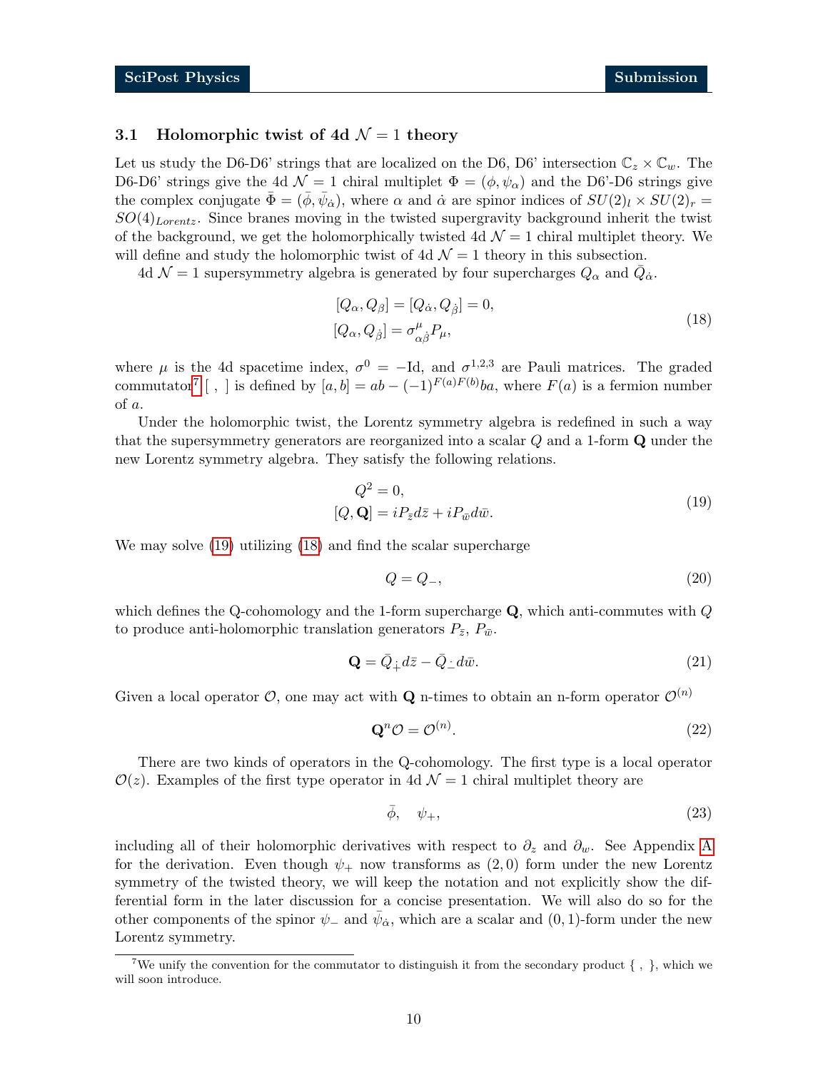### 3.1 Holomorphic twist of 4d $\mathcal{N}=1$ theory

Let us study the D6-D6' strings that are localized on the D6, D6' intersection $\mathbb{C}_z \times \mathbb{C}_w$. The D6-D6' strings give the 4d $\mathcal{N}=1$ chiral multiplet $\Phi = (\phi, \psi_\alpha)$ and the D6'-D6 strings give the complex conjugate $\bar{\Phi} = (\bar{\phi}, \bar{\psi}_{\dot{\alpha}})$, where $\alpha$ and $\dot{\alpha}$ are spinor indices of $SU(2)_l \times SU(2)_r = SO(4)_{Lorentz}$. Since branes moving in the twisted supergravity background inherit the twist of the background, we get the holomorphically twisted 4d $\mathcal{N}=1$ chiral multiplet theory. We will define and study the holomorphic twist of 4d $\mathcal{N}=1$ theory in this subsection.

4d $\mathcal{N}=1$ supersymmetry algebra is generated by four supercharges $Q_\alpha$ and $\bar{Q}_{\dot{\alpha}}$.

$$
\begin{aligned}
[Q_\alpha, Q_\beta] &= [Q_{\dot{\alpha}}, Q_{\dot{\beta}}] = 0, \\
[Q_\alpha, Q_{\dot{\beta}}] &= \sigma^\mu_{\alpha\dot{\beta}} P_\mu,
\end{aligned}
\tag{18}
$$

where $\mu$ is the 4d spacetime index, $\sigma^0 = -\mathrm{Id}$, and $\sigma^{1,2,3}$ are Pauli matrices. The graded commutator[7] $[\ ,\ ]$ is defined by $[a,b] = ab - (-1)^{F(a)F(b)}ba$, where $F(a)$ is a fermion number of $a$.

Under the holomorphic twist, the Lorentz symmetry algebra is redefined in such a way that the supersymmetry generators are reorganized into a scalar $Q$ and a 1-form $\mathbf{Q}$ under the new Lorentz symmetry algebra. They satisfy the following relations.

$$
\begin{aligned}
Q^2 &= 0, \\
[Q, \mathbf{Q}] &= iP_{\bar{z}} d\bar{z} + iP_{\bar{w}} d\bar{w}.
\end{aligned}
\tag{19}
$$

We may solve (19) utilizing (18) and find the scalar supercharge

$$
Q = Q_-,
\tag{20}
$$

which defines the Q-cohomology and the 1-form supercharge $\mathbf{Q}$, which anti-commutes with $Q$ to produce anti-holomorphic translation generators $P_{\bar{z}}$, $P_{\bar{w}}$.

$$
\mathbf{Q} = \bar{Q}_{\dot{+}} d\bar{z} - \bar{Q}_{\dot{-}} d\bar{w}.
\tag{21}
$$

Given a local operator $\mathcal{O}$, one may act with $\mathbf{Q}$ n-times to obtain an n-form operator $\mathcal{O}^{(n)}$

$$
\mathbf{Q}^n \mathcal{O} = \mathcal{O}^{(n)}.
\tag{22}
$$

There are two kinds of operators in the Q-cohomology. The first type is a local operator $\mathcal{O}(z)$. Examples of the first type operator in 4d $\mathcal{N}=1$ chiral multiplet theory are

$$
\bar{\phi}, \quad \psi_+,
\tag{23}
$$

including all of their holomorphic derivatives with respect to $\partial_z$ and $\partial_w$. See Appendix A for the derivation. Even though $\psi_+$ now transforms as $(2,0)$ form under the new Lorentz symmetry of the twisted theory, we will keep the notation and not explicitly show the differential form in the later discussion for a concise presentation. We will also do so for the other components of the spinor $\psi_-$ and $\bar{\psi}_{\dot{\alpha}}$, which are a scalar and $(0,1)$-form under the new Lorentz symmetry.

[7] We unify the convention for the commutator to distinguish it from the secondary product $\{\ ,\ \}$, which we will soon introduce.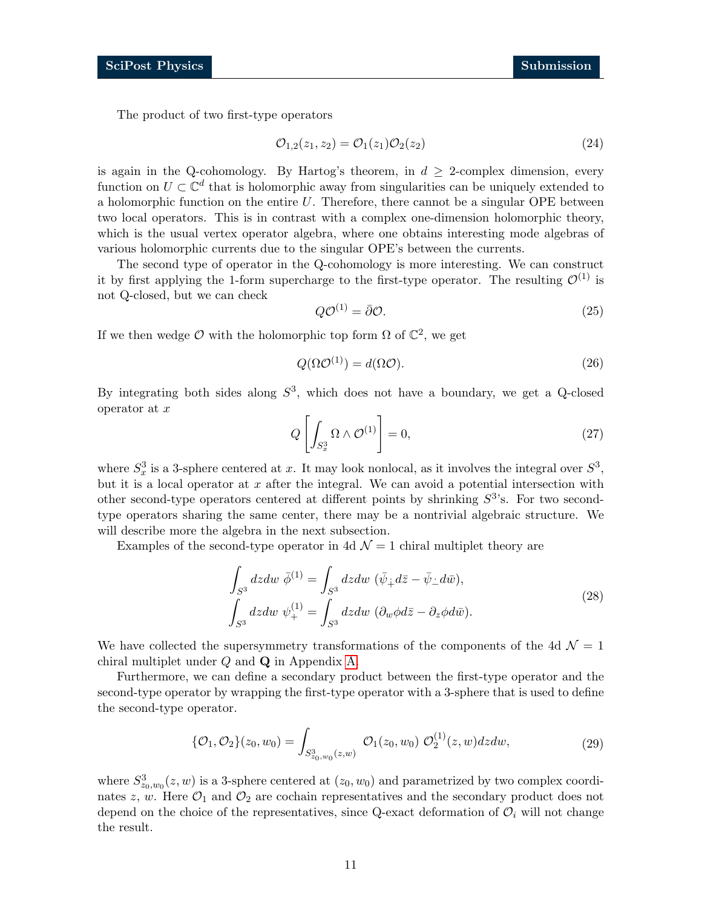The product of two first-type operators

$$
\mathcal{O}_{1,2}(z_1, z_2) = \mathcal{O}_1(z_1)\mathcal{O}_2(z_2) \tag{24}
$$

is again in the Q-cohomology. By Hartog's theorem, in $d \geq 2$-complex dimension, every function on $U \subset \mathbb{C}^d$ that is holomorphic away from singularities can be uniquely extended to a holomorphic function on the entire $U$. Therefore, there cannot be a singular OPE between two local operators. This is in contrast with a complex one-dimension holomorphic theory, which is the usual vertex operator algebra, where one obtains interesting mode algebras of various holomorphic currents due to the singular OPE's between the currents.

The second type of operator in the Q-cohomology is more interesting. We can construct it by first applying the 1-form supercharge to the first-type operator. The resulting $\mathcal{O}^{(1)}$ is not Q-closed, but we can check

$$
Q\mathcal{O}^{(1)} = \bar{\partial}\mathcal{O}. \tag{25}
$$

If we then wedge $\mathcal{O}$ with the holomorphic top form $\Omega$ of $\mathbb{C}^2$, we get

$$
Q(\Omega\mathcal{O}^{(1)}) = d(\Omega\mathcal{O}). \tag{26}
$$

By integrating both sides along $S^3$, which does not have a boundary, we get a Q-closed operator at $x$

$$
Q\left[\int_{S^3_x} \Omega \wedge \mathcal{O}^{(1)}\right] = 0, \tag{27}
$$

where $S^3_x$ is a 3-sphere centered at $x$. It may look nonlocal, as it involves the integral over $S^3$, but it is a local operator at $x$ after the integral. We can avoid a potential intersection with other second-type operators centered at different points by shrinking $S^3$'s. For two second-type operators sharing the same center, there may be a nontrivial algebraic structure. We will describe more the algebra in the next subsection.

Examples of the second-type operator in 4d $\mathcal{N}=1$ chiral multiplet theory are

$$
\begin{aligned}
\int_{S^3} dzdw\ \bar{\phi}^{(1)} &= \int_{S^3} dzdw\ (\bar{\psi}_{\dot{+}} d\bar{z} - \bar{\psi}_{\dot{-}} d\bar{w}), \\
\int_{S^3} dzdw\ \psi_{+}^{(1)} &= \int_{S^3} dzdw\ (\partial_w \phi d\bar{z} - \partial_z \phi d\bar{w}).
\end{aligned} \tag{28}
$$

We have collected the supersymmetry transformations of the components of the 4d $\mathcal{N}=1$ chiral multiplet under $Q$ and $\mathbf{Q}$ in Appendix A.

Furthermore, we can define a secondary product between the first-type operator and the second-type operator by wrapping the first-type operator with a 3-sphere that is used to define the second-type operator.

$$
\{\mathcal{O}_1, \mathcal{O}_2\}(z_0, w_0) = \int_{S^3_{z_0,w_0}(z,w)} \mathcal{O}_1(z_0, w_0)\ \mathcal{O}_2^{(1)}(z,w) dzdw, \tag{29}
$$

where $S^3_{z_0,w_0}(z,w)$ is a 3-sphere centered at $(z_0, w_0)$ and parametrized by two complex coordinates $z$, $w$. Here $\mathcal{O}_1$ and $\mathcal{O}_2$ are cochain representatives and the secondary product does not depend on the choice of the representatives, since Q-exact deformation of $\mathcal{O}_i$ will not change the result.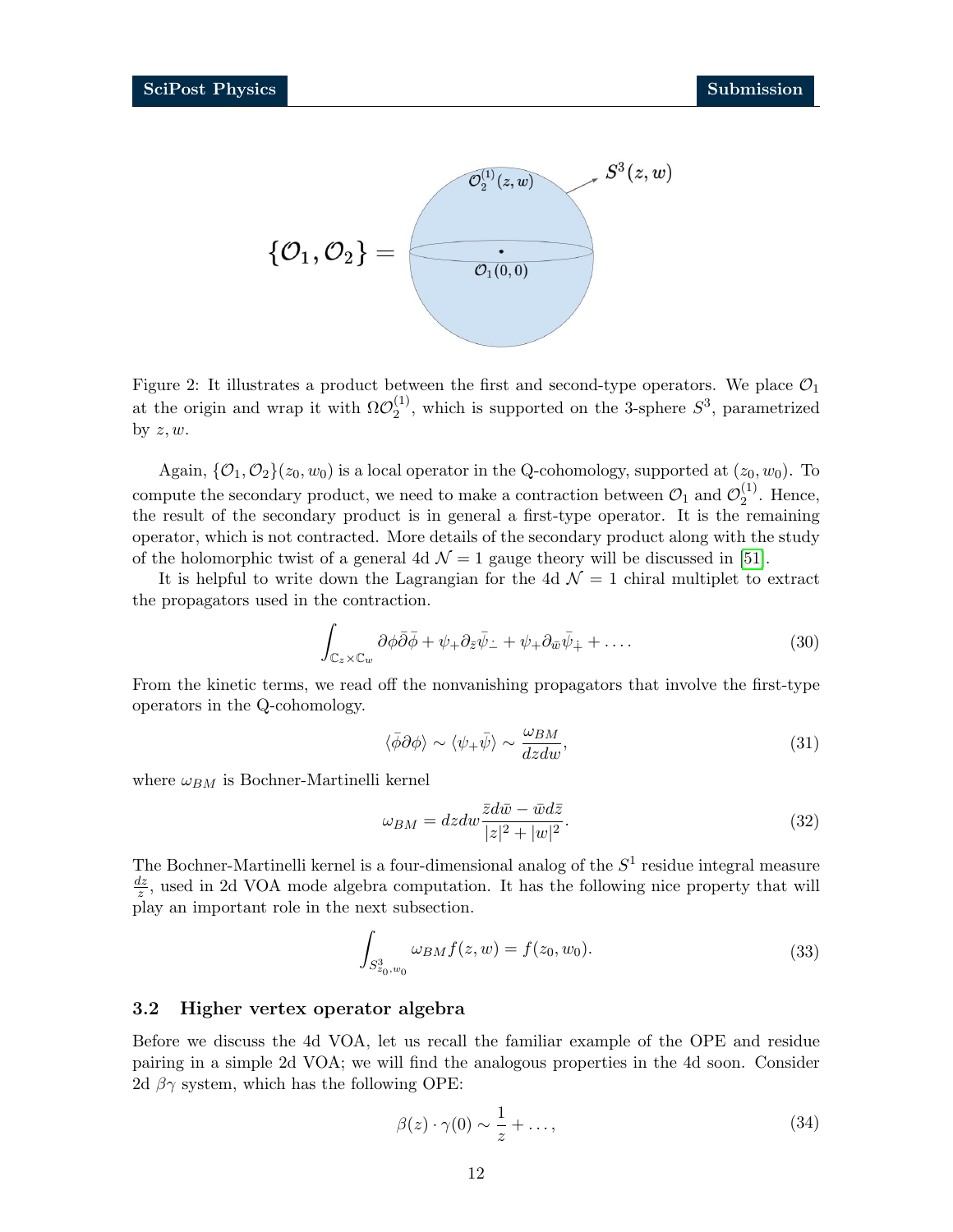Figure 2: It illustrates a product between the first and second-type operators. We place $\mathcal{O}_1$ at the origin and wrap it with $\Omega\mathcal{O}_2^{(1)}$, which is supported on the 3-sphere $S^3$, parametrized by $z, w$.

Again, $\{\mathcal{O}_1, \mathcal{O}_2\}(z_0, w_0)$ is a local operator in the Q-cohomology, supported at $(z_0, w_0)$. To compute the secondary product, we need to make a contraction between $\mathcal{O}_1$ and $\mathcal{O}_2^{(1)}$. Hence, the result of the secondary product is in general a first-type operator. It is the remaining operator, which is not contracted. More details of the secondary product along with the study of the holomorphic twist of a general 4d $\mathcal{N}=1$ gauge theory will be discussed in [51].

It is helpful to write down the Lagrangian for the 4d $\mathcal{N}=1$ chiral multiplet to extract the propagators used in the contraction.

$$\int_{\mathbb{C}_z \times \mathbb{C}_w} \partial\phi\bar{\partial}\bar{\phi} + \psi_+\partial_{\bar{z}}\bar{\psi}_{\dot{-}} + \psi_+\partial_{\bar{w}}\bar{\psi}_{\dot{+}} + \dots . \tag{30}$$

From the kinetic terms, we read off the nonvanishing propagators that involve the first-type operators in the Q-cohomology.

$$\langle\bar{\phi}\partial\phi\rangle \sim \langle\psi_+\bar{\psi}\rangle \sim \frac{\omega_{BM}}{dzdw}, \tag{31}$$

where $\omega_{BM}$ is Bochner-Martinelli kernel

$$\omega_{BM} = dzdw\frac{\bar{z}d\bar{w} - \bar{w}d\bar{z}}{|z|^2 + |w|^2}. \tag{32}$$

The Bochner-Martinelli kernel is a four-dimensional analog of the $S^1$ residue integral measure $\frac{dz}{z}$, used in 2d VOA mode algebra computation. It has the following nice property that will play an important role in the next subsection.

$$\int_{S^3_{z_0,w_0}} \omega_{BM} f(z, w) = f(z_0, w_0). \tag{33}$$

### 3.2 Higher vertex operator algebra

Before we discuss the 4d VOA, let us recall the familiar example of the OPE and residue pairing in a simple 2d VOA; we will find the analogous properties in the 4d soon. Consider 2d $\beta\gamma$ system, which has the following OPE:

$$\beta(z) \cdot \gamma(0) \sim \frac{1}{z} + \dots , \tag{34}$$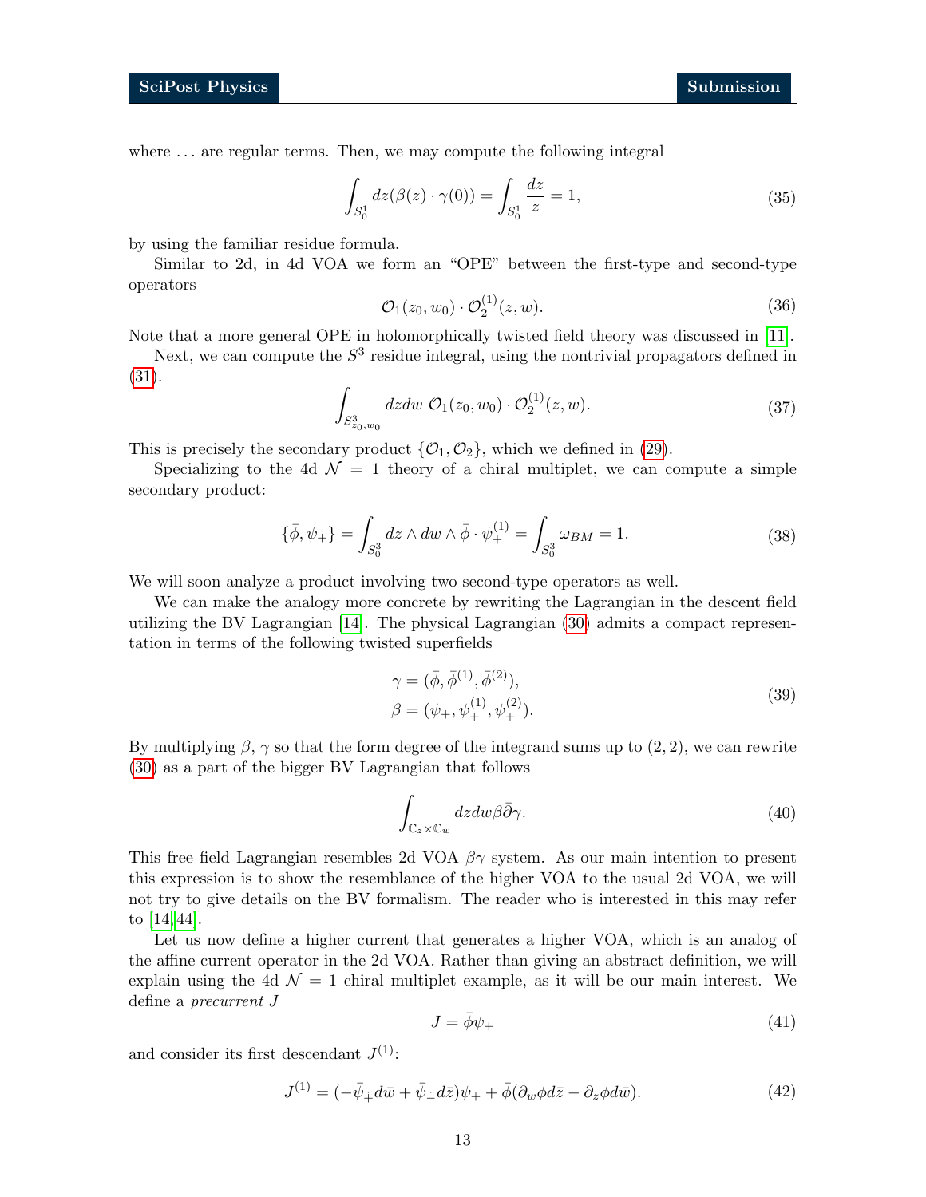where ... are regular terms. Then, we may compute the following integral

$$\int_{S^1_0} dz(\beta(z)\cdot\gamma(0)) = \int_{S^1_0}\frac{dz}{z} = 1, \tag{35}$$

by using the familiar residue formula.

Similar to 2d, in 4d VOA we form an "OPE" between the first-type and second-type operators

$$\mathcal{O}_1(z_0,w_0)\cdot\mathcal{O}_2^{(1)}(z,w). \tag{36}$$

Note that a more general OPE in holomorphically twisted field theory was discussed in [11].

Next, we can compute the $S^3$ residue integral, using the nontrivial propagators defined in (31).

$$\int_{S^3_{z_0,w_0}} dzdw\ \mathcal{O}_1(z_0,w_0)\cdot\mathcal{O}_2^{(1)}(z,w). \tag{37}$$

This is precisely the secondary product $\{\mathcal{O}_1,\mathcal{O}_2\}$, which we defined in (29).

Specializing to the 4d $\mathcal{N}=1$ theory of a chiral multiplet, we can compute a simple secondary product:

$$\{\bar\phi,\psi_+\} = \int_{S^3_0} dz\wedge dw\wedge\bar\phi\cdot\psi_+^{(1)} = \int_{S^3_0}\omega_{BM} = 1. \tag{38}$$

We will soon analyze a product involving two second-type operators as well.

We can make the analogy more concrete by rewriting the Lagrangian in the descent field utilizing the BV Lagrangian [14]. The physical Lagrangian (30) admits a compact representation in terms of the following twisted superfields

$$\begin{aligned}\gamma &= (\bar\phi,\bar\phi^{(1)},\bar\phi^{(2)}),\\ \beta &= (\psi_+,\psi_+^{(1)},\psi_+^{(2)}).\end{aligned} \tag{39}$$

By multiplying $\beta$, $\gamma$ so that the form degree of the integrand sums up to $(2,2)$, we can rewrite (30) as a part of the bigger BV Lagrangian that follows

$$\int_{\mathbb{C}_z\times\mathbb{C}_w} dzdw\beta\bar\partial\gamma. \tag{40}$$

This free field Lagrangian resembles 2d VOA $\beta\gamma$ system. As our main intention to present this expression is to show the resemblance of the higher VOA to the usual 2d VOA, we will not try to give details on the BV formalism. The reader who is interested in this may refer to [14,44].

Let us now define a higher current that generates a higher VOA, which is an analog of the affine current operator in the 2d VOA. Rather than giving an abstract definition, we will explain using the 4d $\mathcal{N}=1$ chiral multiplet example, as it will be our main interest. We define a *precurrent* $J$

$$J = \bar\phi\psi_+ \tag{41}$$

and consider its first descendant $J^{(1)}$:

$$J^{(1)} = (-\bar\psi_+ d\bar w + \bar\psi_- d\bar z)\psi_+ + \bar\phi(\partial_w\phi d\bar z - \partial_z\phi d\bar w). \tag{42}$$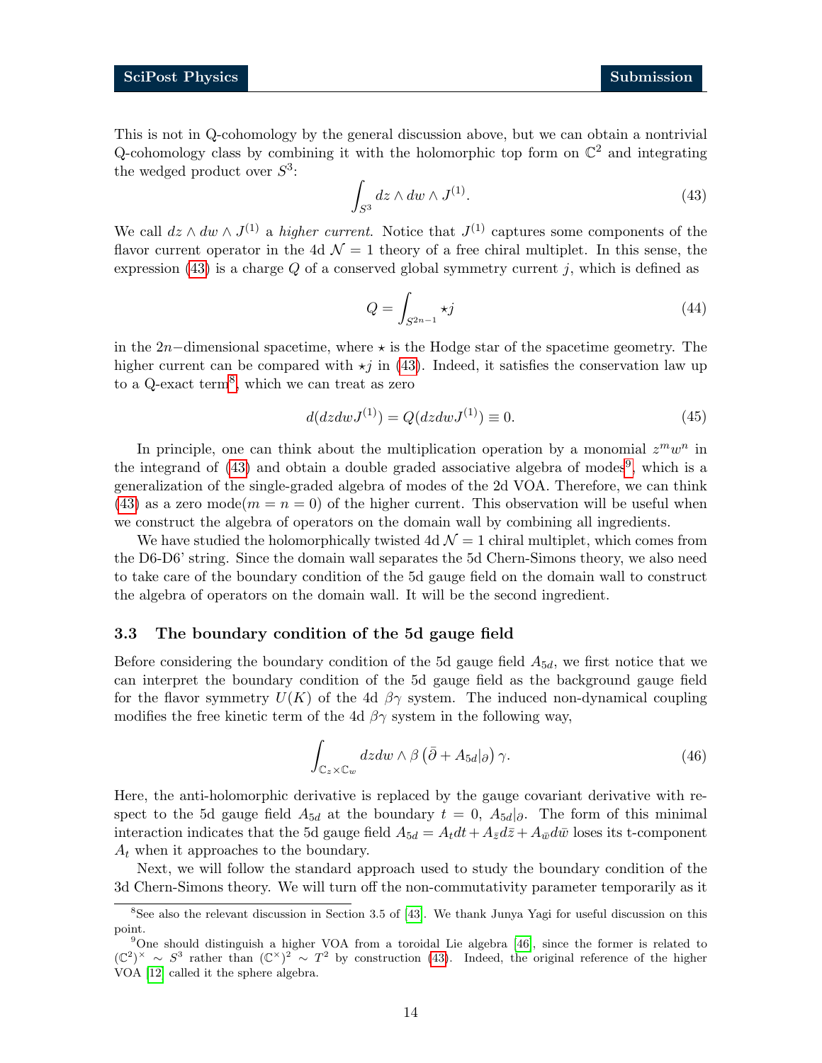This is not in Q-cohomology by the general discussion above, but we can obtain a nontrivial Q-cohomology class by combining it with the holomorphic top form on $\mathbb{C}^2$ and integrating the wedged product over $S^3$:

$$\int_{S^3} dz \wedge dw \wedge J^{(1)}. \tag{43}$$

We call $dz \wedge dw \wedge J^{(1)}$ a *higher current*. Notice that $J^{(1)}$ captures some components of the flavor current operator in the 4d $\mathcal{N}=1$ theory of a free chiral multiplet. In this sense, the expression (43) is a charge $Q$ of a conserved global symmetry current $j$, which is defined as

$$Q = \int_{S^{2n-1}} \star j \tag{44}$$

in the $2n-$dimensional spacetime, where $\star$ is the Hodge star of the spacetime geometry. The higher current can be compared with $\star j$ in (43). Indeed, it satisfies the conservation law up to a Q-exact term[8], which we can treat as zero

$$d(dzdwJ^{(1)}) = Q(dzdwJ^{(1)}) \equiv 0. \tag{45}$$

In principle, one can think about the multiplication operation by a monomial $z^m w^n$ in the integrand of (43) and obtain a double graded associative algebra of modes[9], which is a generalization of the single-graded algebra of modes of the 2d VOA. Therefore, we can think (43) as a zero mode($m=n=0$) of the higher current. This observation will be useful when we construct the algebra of operators on the domain wall by combining all ingredients.

We have studied the holomorphically twisted 4d $\mathcal{N}=1$ chiral multiplet, which comes from the D6-D6' string. Since the domain wall separates the 5d Chern-Simons theory, we also need to take care of the boundary condition of the 5d gauge field on the domain wall to construct the algebra of operators on the domain wall. It will be the second ingredient.

### 3.3 The boundary condition of the 5d gauge field

Before considering the boundary condition of the 5d gauge field $A_{5d}$, we first notice that we can interpret the boundary condition of the 5d gauge field as the background gauge field for the flavor symmetry $U(K)$ of the 4d $\beta\gamma$ system. The induced non-dynamical coupling modifies the free kinetic term of the 4d $\beta\gamma$ system in the following way,

$$\int_{\mathbb{C}_z \times \mathbb{C}_w} dzdw \wedge \beta \left(\bar{\partial} + A_{5d}|_{\partial}\right) \gamma. \tag{46}$$

Here, the anti-holomorphic derivative is replaced by the gauge covariant derivative with respect to the 5d gauge field $A_{5d}$ at the boundary $t=0$, $A_{5d}|_{\partial}$. The form of this minimal interaction indicates that the 5d gauge field $A_{5d} = A_t dt + A_{\bar{z}} d\bar{z} + A_{\bar{w}} d\bar{w}$ loses its t-component $A_t$ when it approaches to the boundary.

Next, we will follow the standard approach used to study the boundary condition of the 3d Chern-Simons theory. We will turn off the non-commutativity parameter temporarily as it

---

[8] See also the relevant discussion in Section 3.5 of [43]. We thank Junya Yagi for useful discussion on this point.

[9] One should distinguish a higher VOA from a toroidal Lie algebra [46], since the former is related to $(\mathbb{C}^2)^\times \sim S^3$ rather than $(\mathbb{C}^\times)^2 \sim T^2$ by construction (43). Indeed, the original reference of the higher VOA [12] called it the sphere algebra.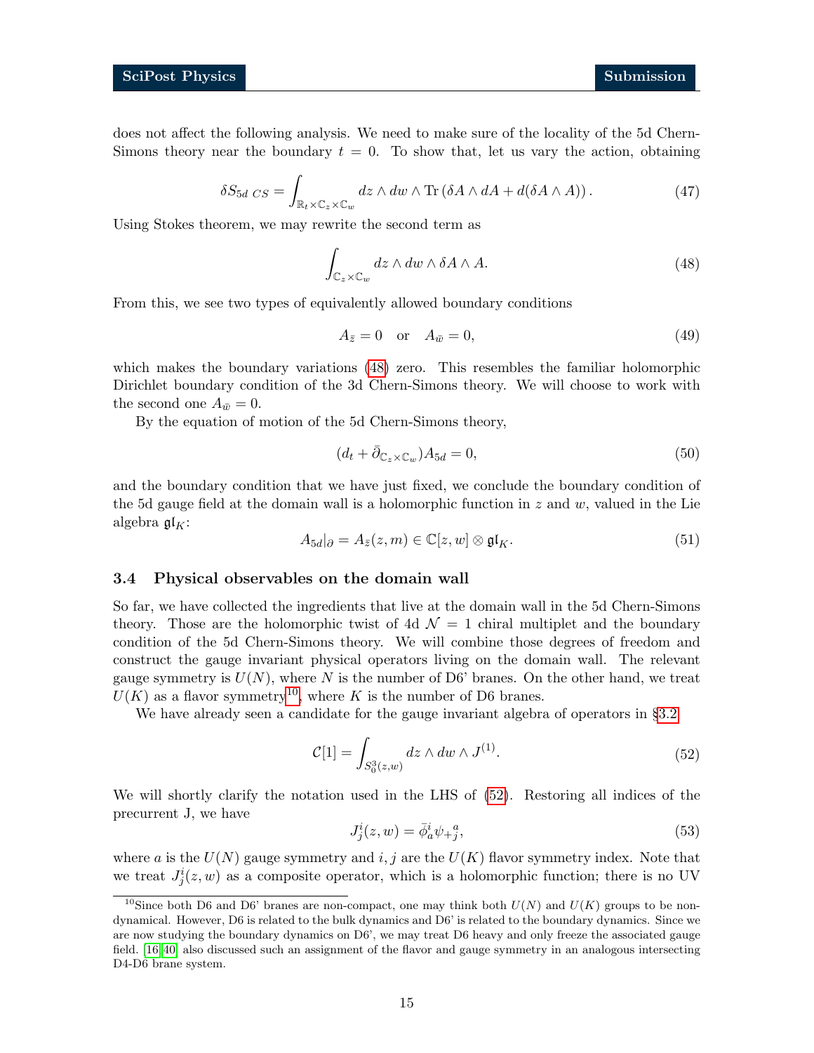does not affect the following analysis. We need to make sure of the locality of the 5d Chern-Simons theory near the boundary $t = 0$. To show that, let us vary the action, obtaining

$$\delta S_{5d\ CS} = \int_{\mathbb{R}_t \times \mathbb{C}_z \times \mathbb{C}_w} dz \wedge dw \wedge \mathrm{Tr}\left(\delta A \wedge dA + d(\delta A \wedge A)\right). \tag{47}$$

Using Stokes theorem, we may rewrite the second term as

$$\int_{\mathbb{C}_z \times \mathbb{C}_w} dz \wedge dw \wedge \delta A \wedge A. \tag{48}$$

From this, we see two types of equivalently allowed boundary conditions

$$A_{\bar{z}} = 0 \quad \text{or} \quad A_{\bar{w}} = 0, \tag{49}$$

which makes the boundary variations (48) zero. This resembles the familiar holomorphic Dirichlet boundary condition of the 3d Chern-Simons theory. We will choose to work with the second one $A_{\bar{w}} = 0$.

By the equation of motion of the 5d Chern-Simons theory,

$$(d_t + \bar{\partial}_{\mathbb{C}_z \times \mathbb{C}_w}) A_{5d} = 0, \tag{50}$$

and the boundary condition that we have just fixed, we conclude the boundary condition of the 5d gauge field at the domain wall is a holomorphic function in $z$ and $w$, valued in the Lie algebra $\mathfrak{gl}_K$:

$$A_{5d}|_\partial = A_{\bar{z}}(z, m) \in \mathbb{C}[z, w] \otimes \mathfrak{gl}_K. \tag{51}$$

### 3.4 Physical observables on the domain wall

So far, we have collected the ingredients that live at the domain wall in the 5d Chern-Simons theory. Those are the holomorphic twist of 4d $\mathcal{N} = 1$ chiral multiplet and the boundary condition of the 5d Chern-Simons theory. We will combine those degrees of freedom and construct the gauge invariant physical operators living on the domain wall. The relevant gauge symmetry is $U(N)$, where $N$ is the number of D6' branes. On the other hand, we treat $U(K)$ as a flavor symmetry[10], where $K$ is the number of D6 branes.

We have already seen a candidate for the gauge invariant algebra of operators in §3.2

$$\mathcal{C}[1] = \int_{S^3_0(z,w)} dz \wedge dw \wedge J^{(1)}. \tag{52}$$

We will shortly clarify the notation used in the LHS of (52). Restoring all indices of the precurrent J, we have

$$J^i_j(z, w) = \bar{\phi}^i_a \psi_{+\,j}^{\ a}, \tag{53}$$

where $a$ is the $U(N)$ gauge symmetry and $i, j$ are the $U(K)$ flavor symmetry index. Note that we treat $J^i_j(z, w)$ as a composite operator, which is a holomorphic function; there is no UV

[10] Since both D6 and D6' branes are non-compact, one may think both $U(N)$ and $U(K)$ groups to be non-dynamical. However, D6 is related to the bulk dynamics and D6' is related to the boundary dynamics. Since we are now studying the boundary dynamics on D6', we may treat D6 heavy and only freeze the associated gauge field. [16, 40] also discussed such an assignment of the flavor and gauge symmetry in an analogous intersecting D4-D6 brane system.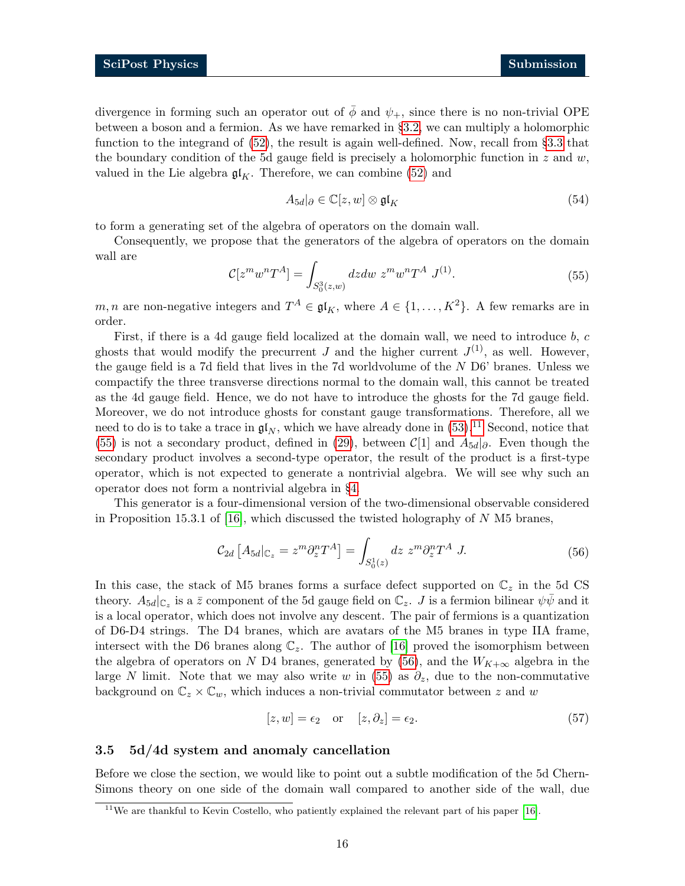divergence in forming such an operator out of $\bar{\phi}$ and $\psi_+$, since there is no non-trivial OPE between a boson and a fermion. As we have remarked in §3.2, we can multiply a holomorphic function to the integrand of (52), the result is again well-defined. Now, recall from §3.3 that the boundary condition of the 5d gauge field is precisely a holomorphic function in $z$ and $w$, valued in the Lie algebra $\mathfrak{gl}_K$. Therefore, we can combine (52) and

$$A_{5d}|_\partial \in \mathbb{C}[z,w] \otimes \mathfrak{gl}_K \tag{54}$$

to form a generating set of the algebra of operators on the domain wall.

Consequently, we propose that the generators of the algebra of operators on the domain wall are

$$\mathcal{C}[z^m w^n T^A] = \int_{S_0^3(z,w)} dz dw \; z^m w^n T^A \; J^{(1)}. \tag{55}$$

$m, n$ are non-negative integers and $T^A \in \mathfrak{gl}_K$, where $A \in \{1, \ldots, K^2\}$. A few remarks are in order.

First, if there is a 4d gauge field localized at the domain wall, we need to introduce $b$, $c$ ghosts that would modify the precurrent $J$ and the higher current $J^{(1)}$, as well. However, the gauge field is a 7d field that lives in the 7d worldvolume of the $N$ D6' branes. Unless we compactify the three transverse directions normal to the domain wall, this cannot be treated as the 4d gauge field. Hence, we do not have to introduce the ghosts for the 7d gauge field. Moreover, we do not introduce ghosts for constant gauge transformations. Therefore, all we need to do is to take a trace in $\mathfrak{gl}_N$, which we have already done in (53).[11] Second, notice that (55) is not a secondary product, defined in (29), between $\mathcal{C}[1]$ and $A_{5d}|_\partial$. Even though the secondary product involves a second-type operator, the result of the product is a first-type operator, which is not expected to generate a nontrivial algebra. We will see why such an operator does not form a nontrivial algebra in §4.

This generator is a four-dimensional version of the two-dimensional observable considered in Proposition 15.3.1 of [16], which discussed the twisted holography of $N$ M5 branes,

$$\mathcal{C}_{2d}\left[A_{5d}|_{\mathbb{C}_z} = z^m \partial_z^n T^A\right] = \int_{S_0^1(z)} dz \; z^m \partial_z^n T^A \; J. \tag{56}$$

In this case, the stack of M5 branes forms a surface defect supported on $\mathbb{C}_z$ in the 5d CS theory. $A_{5d}|_{\mathbb{C}_z}$ is a $\bar{z}$ component of the 5d gauge field on $\mathbb{C}_z$. $J$ is a fermion bilinear $\psi\bar{\psi}$ and it is a local operator, which does not involve any descent. The pair of fermions is a quantization of D6-D4 strings. The D4 branes, which are avatars of the M5 branes in type IIA frame, intersect with the D6 branes along $\mathbb{C}_z$. The author of [16] proved the isomorphism between the algebra of operators on $N$ D4 branes, generated by (56), and the $W_{K+\infty}$ algebra in the large $N$ limit. Note that we may also write $w$ in (55) as $\partial_z$, due to the non-commutative background on $\mathbb{C}_z \times \mathbb{C}_w$, which induces a non-trivial commutator between $z$ and $w$

$$[z, w] = \epsilon_2 \quad \text{or} \quad [z, \partial_z] = \epsilon_2. \tag{57}$$

### 3.5 5d/4d system and anomaly cancellation

Before we close the section, we would like to point out a subtle modification of the 5d Chern-Simons theory on one side of the domain wall compared to another side of the wall, due

[11] We are thankful to Kevin Costello, who patiently explained the relevant part of his paper [16].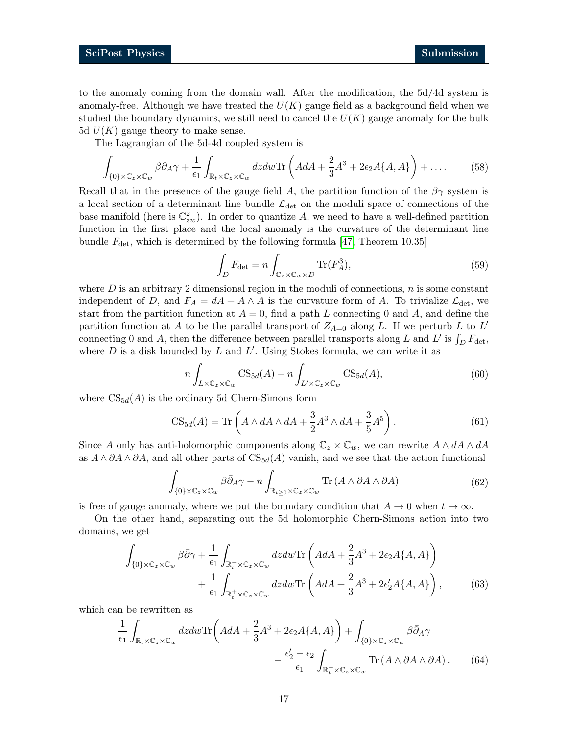to the anomaly coming from the domain wall. After the modification, the 5d/4d system is anomaly-free. Although we have treated the $U(K)$ gauge field as a background field when we studied the boundary dynamics, we still need to cancel the $U(K)$ gauge anomaly for the bulk 5d $U(K)$ gauge theory to make sense.

The Lagrangian of the 5d-4d coupled system is

$$\int_{\{0\}\times\mathbb{C}_z\times\mathbb{C}_w} \beta\bar{\partial}_A\gamma + \frac{1}{\epsilon_1}\int_{\mathbb{R}_t\times\mathbb{C}_z\times\mathbb{C}_w} dzdw\mathrm{Tr}\left(AdA + \frac{2}{3}A^3 + 2\epsilon_2 A\{A,A\}\right) + \ldots. \tag{58}$$

Recall that in the presence of the gauge field $A$, the partition function of the $\beta\gamma$ system is a local section of a determinant line bundle $\mathcal{L}_{\det}$ on the moduli space of connections of the base manifold (here is $\mathbb{C}^2_{zw}$). In order to quantize $A$, we need to have a well-defined partition function in the first place and the local anomaly is the curvature of the determinant line bundle $F_{\det}$, which is determined by the following formula [47, Theorem 10.35]

$$\int_D F_{\det} = n\int_{\mathbb{C}_z\times\mathbb{C}_w\times D}\mathrm{Tr}(F_A^3), \tag{59}$$

where $D$ is an arbitrary 2 dimensional region in the moduli of connections, $n$ is some constant independent of $D$, and $F_A = dA + A\wedge A$ is the curvature form of $A$. To trivialize $\mathcal{L}_{\det}$, we start from the partition function at $A=0$, find a path $L$ connecting 0 and $A$, and define the partition function at $A$ to be the parallel transport of $Z_{A=0}$ along $L$. If we perturb $L$ to $L'$ connecting 0 and $A$, then the difference between parallel transports along $L$ and $L'$ is $\int_D F_{\det}$, where $D$ is a disk bounded by $L$ and $L'$. Using Stokes formula, we can write it as

$$n\int_{L\times\mathbb{C}_z\times\mathbb{C}_w}\mathrm{CS}_{5d}(A) - n\int_{L'\times\mathbb{C}_z\times\mathbb{C}_w}\mathrm{CS}_{5d}(A), \tag{60}$$

where $\mathrm{CS}_{5d}(A)$ is the ordinary 5d Chern-Simons form

$$\mathrm{CS}_{5d}(A) = \mathrm{Tr}\left(A\wedge dA\wedge dA + \frac{3}{2}A^3\wedge dA + \frac{3}{5}A^5\right). \tag{61}$$

Since $A$ only has anti-holomorphic components along $\mathbb{C}_z\times\mathbb{C}_w$, we can rewrite $A\wedge dA\wedge dA$ as $A\wedge\partial A\wedge\partial A$, and all other parts of $\mathrm{CS}_{5d}(A)$ vanish, and we see that the action functional

$$\int_{\{0\}\times\mathbb{C}_z\times\mathbb{C}_w}\beta\bar{\partial}_A\gamma - n\int_{\mathbb{R}_{t\geq 0}\times\mathbb{C}_z\times\mathbb{C}_w}\mathrm{Tr}\left(A\wedge\partial A\wedge\partial A\right) \tag{62}$$

is free of gauge anomaly, where we put the boundary condition that $A\to 0$ when $t\to\infty$.

On the other hand, separating out the 5d holomorphic Chern-Simons action into two domains, we get

$$\begin{aligned}\int_{\{0\}\times\mathbb{C}_z\times\mathbb{C}_w}\beta\bar{\partial}\gamma &+ \frac{1}{\epsilon_1}\int_{\mathbb{R}_t^-\times\mathbb{C}_z\times\mathbb{C}_w} dzdw\mathrm{Tr}\left(AdA + \frac{2}{3}A^3 + 2\epsilon_2 A\{A,A\}\right)\\ &+ \frac{1}{\epsilon_1}\int_{\mathbb{R}_t^+\times\mathbb{C}_z\times\mathbb{C}_w} dzdw\mathrm{Tr}\left(AdA + \frac{2}{3}A^3 + 2\epsilon_2' A\{A,A\}\right),\end{aligned} \tag{63}$$

which can be rewritten as

$$\begin{aligned}\frac{1}{\epsilon_1}\int_{\mathbb{R}_t\times\mathbb{C}_z\times\mathbb{C}_w} dzdw\mathrm{Tr}\bigg(AdA + \frac{2}{3}A^3 + 2\epsilon_2 A\{A,A\}\bigg) &+ \int_{\{0\}\times\mathbb{C}_z\times\mathbb{C}_w}\beta\bar{\partial}_A\gamma\\ &- \frac{\epsilon_2'-\epsilon_2}{\epsilon_1}\int_{\mathbb{R}_t^+\times\mathbb{C}_z\times\mathbb{C}_w}\mathrm{Tr}\left(A\wedge\partial A\wedge\partial A\right).\end{aligned} \tag{64}$$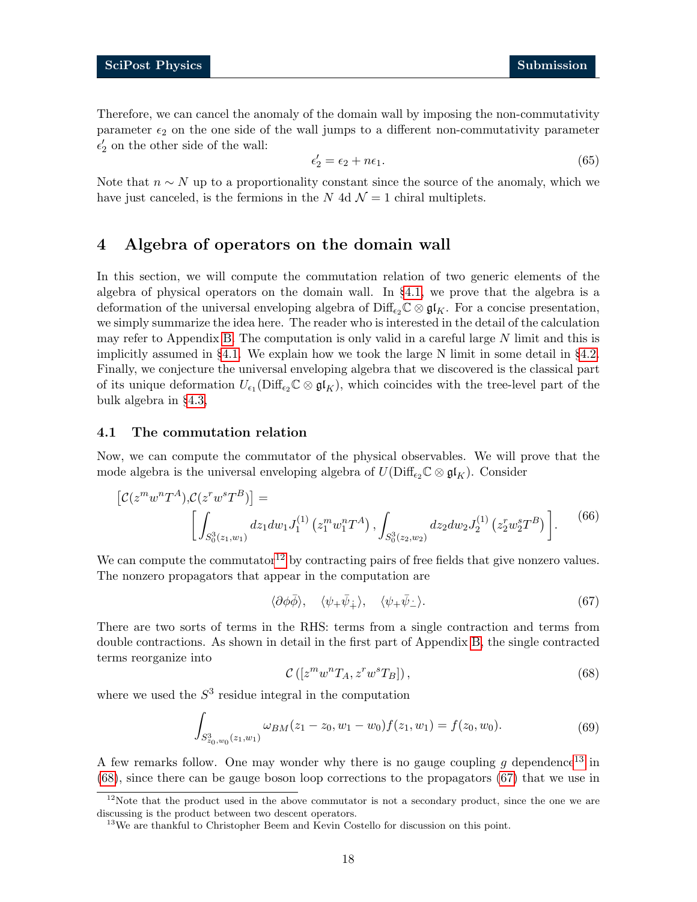Therefore, we can cancel the anomaly of the domain wall by imposing the non-commutativity parameter $\epsilon_2$ on the one side of the wall jumps to a different non-commutativity parameter $\epsilon_2'$ on the other side of the wall:

$$\epsilon_2' = \epsilon_2 + n\epsilon_1. \tag{65}$$

Note that $n \sim N$ up to a proportionality constant since the source of the anomaly, which we have just canceled, is the fermions in the $N$ 4d $\mathcal{N}=1$ chiral multiplets.

# 4 Algebra of operators on the domain wall

In this section, we will compute the commutation relation of two generic elements of the algebra of physical operators on the domain wall. In §4.1, we prove that the algebra is a deformation of the universal enveloping algebra of $\mathrm{Diff}_{\epsilon_2}\mathbb{C} \otimes \mathfrak{gl}_K$. For a concise presentation, we simply summarize the idea here. The reader who is interested in the detail of the calculation may refer to Appendix B. The computation is only valid in a careful large $N$ limit and this is implicitly assumed in §4.1. We explain how we took the large N limit in some detail in §4.2. Finally, we conjecture the universal enveloping algebra that we discovered is the classical part of its unique deformation $U_{\epsilon_1}(\mathrm{Diff}_{\epsilon_2}\mathbb{C} \otimes \mathfrak{gl}_K)$, which coincides with the tree-level part of the bulk algebra in §4.3.

## 4.1 The commutation relation

Now, we can compute the commutator of the physical observables. We will prove that the mode algebra is the universal enveloping algebra of $U(\mathrm{Diff}_{\epsilon_2}\mathbb{C} \otimes \mathfrak{gl}_K)$. Consider

$$\begin{aligned} \left[\mathcal{C}(z^m w^n T^A), \mathcal{C}(z^r w^s T^B)\right] = \\ \left[\int_{S^3_0(z_1,w_1)} dz_1 dw_1 J_1^{(1)}\left(z_1^m w_1^n T^A\right), \int_{S^3_0(z_2,w_2)} dz_2 dw_2 J_2^{(1)}\left(z_2^r w_2^s T^B\right)\right]. \end{aligned} \tag{66}$$

We can compute the commutator[12] by contracting pairs of free fields that give nonzero values. The nonzero propagators that appear in the computation are

$$\langle \partial\phi\bar{\phi}\rangle, \quad \langle \psi_+ \bar{\psi}_{\dot{+}}\rangle, \quad \langle \psi_+ \bar{\psi}_{\dot{-}}\rangle. \tag{67}$$

There are two sorts of terms in the RHS: terms from a single contraction and terms from double contractions. As shown in detail in the first part of Appendix B, the single contracted terms reorganize into

$$\mathcal{C}\left([z^m w^n T_A, z^r w^s T_B]\right), \tag{68}$$

where we used the $S^3$ residue integral in the computation

$$\int_{S^3_{z_0,w_0}(z_1,w_1)} \omega_{BM}(z_1 - z_0, w_1 - w_0) f(z_1, w_1) = f(z_0, w_0). \tag{69}$$

A few remarks follow. One may wonder why there is no gauge coupling $g$ dependence[13] in (68), since there can be gauge boson loop corrections to the propagators (67) that we use in

---

[12] Note that the product used in the above commutator is not a secondary product, since the one we are discussing is the product between two descent operators.

[13] We are thankful to Christopher Beem and Kevin Costello for discussion on this point.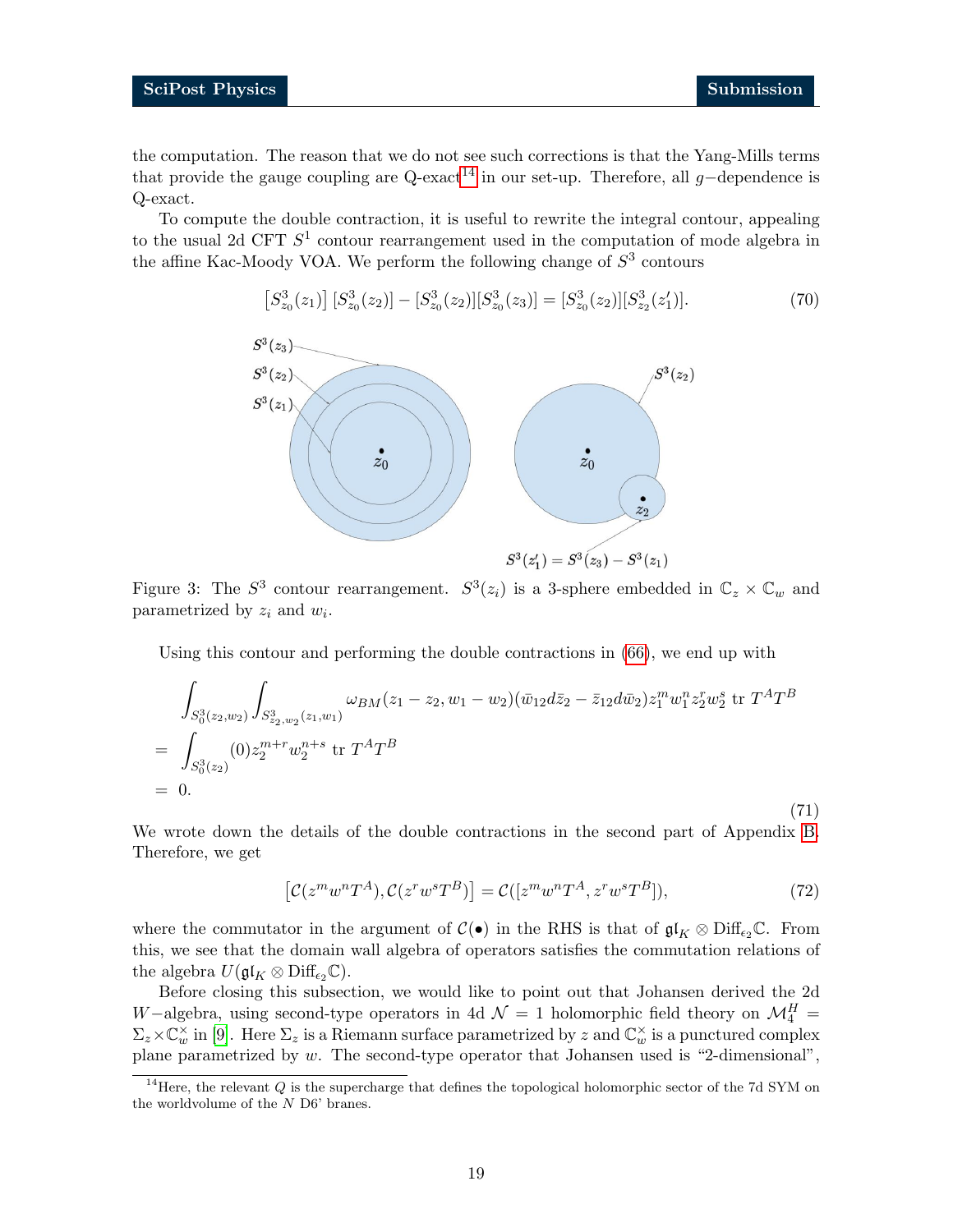the computation. The reason that we do not see such corrections is that the Yang-Mills terms that provide the gauge coupling are Q-exact[14] in our set-up. Therefore, all $g-$dependence is Q-exact.

To compute the double contraction, it is useful to rewrite the integral contour, appealing to the usual 2d CFT $S^1$ contour rearrangement used in the computation of mode algebra in the affine Kac-Moody VOA. We perform the following change of $S^3$ contours

$$
\left[S^3_{z_0}(z_1)\right]\left[S^3_{z_0}(z_2)\right] - [S^3_{z_0}(z_2)][S^3_{z_0}(z_3)] = [S^3_{z_0}(z_2)][S^3_{z_2}(z_1')]. \tag{70}
$$

Figure 3: The $S^3$ contour rearrangement. $S^3(z_i)$ is a 3-sphere embedded in $\mathbb{C}_z \times \mathbb{C}_w$ and parametrized by $z_i$ and $w_i$.

Using this contour and performing the double contractions in (66), we end up with

$$
\begin{aligned}
&\int_{S^3_0(z_2,w_2)}\int_{S^3_{z_2,w_2}(z_1,w_1)} \omega_{BM}(z_1-z_2, w_1-w_2)(\bar{w}_{12}d\bar{z}_2 - \bar{z}_{12}d\bar{w}_2)z_1^m w_1^n z_2^r w_2^s \ \mathrm{tr}\ T^A T^B \\
=\ & \int_{S^3_0(z_2)} (0) z_2^{m+r} w_2^{n+s}\ \mathrm{tr}\ T^A T^B \\
=\ & 0.
\end{aligned}
\tag{71}
$$

We wrote down the details of the double contractions in the second part of Appendix B. Therefore, we get

$$
\left[\mathcal{C}(z^m w^n T^A), \mathcal{C}(z^r w^s T^B)\right] = \mathcal{C}([z^m w^n T^A, z^r w^s T^B]), \tag{72}
$$

where the commutator in the argument of $\mathcal{C}(\bullet)$ in the RHS is that of $\mathfrak{gl}_K \otimes \mathrm{Diff}_{\epsilon_2}\mathbb{C}$. From this, we see that the domain wall algebra of operators satisfies the commutation relations of the algebra $U(\mathfrak{gl}_K \otimes \mathrm{Diff}_{\epsilon_2}\mathbb{C})$.

Before closing this subsection, we would like to point out that Johansen derived the 2d $W-$algebra, using second-type operators in 4d $\mathcal{N}=1$ holomorphic field theory on $\mathcal{M}_4^H = \Sigma_z \times \mathbb{C}_w^\times$ in [9]. Here $\Sigma_z$ is a Riemann surface parametrized by $z$ and $\mathbb{C}_w^\times$ is a punctured complex plane parametrized by $w$. The second-type operator that Johansen used is "2-dimensional",

[14] Here, the relevant $Q$ is the supercharge that defines the topological holomorphic sector of the 7d SYM on the worldvolume of the $N$ D6' branes.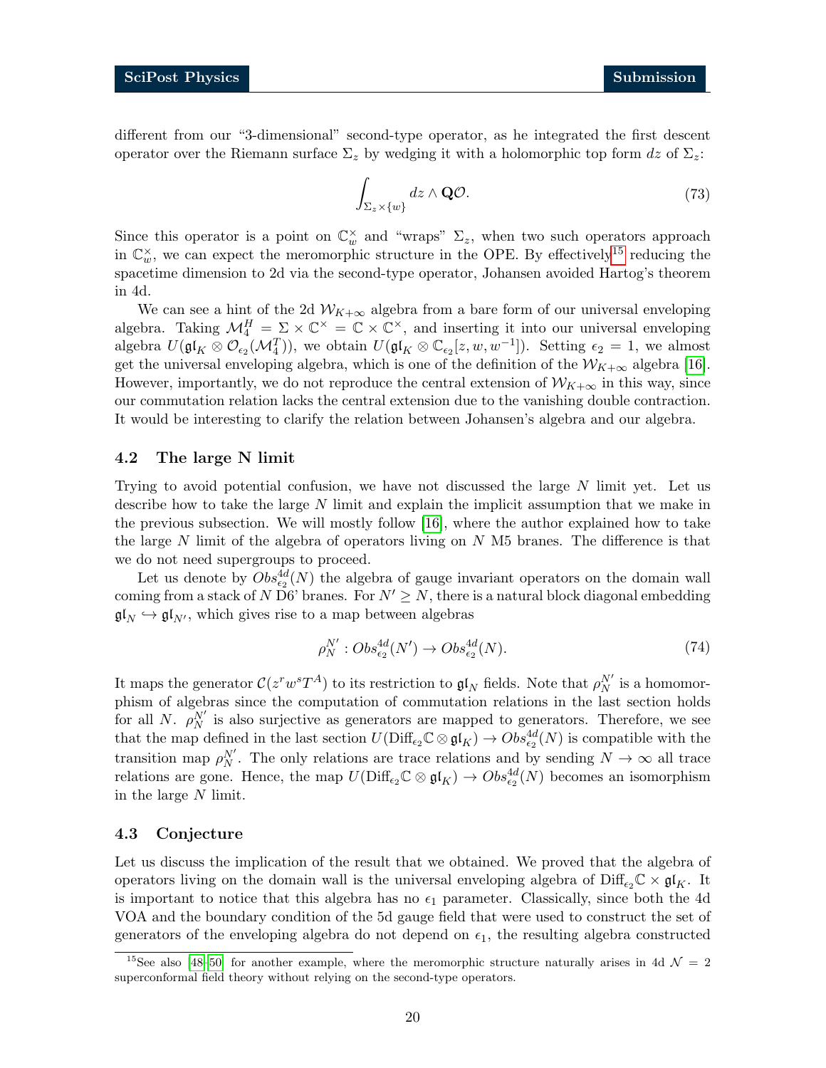different from our "3-dimensional" second-type operator, as he integrated the first descent operator over the Riemann surface $\Sigma_z$ by wedging it with a holomorphic top form $dz$ of $\Sigma_z$:

$$\int_{\Sigma_z \times \{w\}} dz \wedge \mathbf{Q}\mathcal{O}. \tag{73}$$

Since this operator is a point on $\mathbb{C}^\times_w$ and "wraps" $\Sigma_z$, when two such operators approach in $\mathbb{C}^\times_w$, we can expect the meromorphic structure in the OPE. By effectively[15] reducing the spacetime dimension to 2d via the second-type operator, Johansen avoided Hartog's theorem in 4d.

We can see a hint of the 2d $\mathcal{W}_{K+\infty}$ algebra from a bare form of our universal enveloping algebra. Taking $\mathcal{M}_4^H = \Sigma \times \mathbb{C}^\times = \mathbb{C} \times \mathbb{C}^\times$, and inserting it into our universal enveloping algebra $U(\mathfrak{gl}_K \otimes \mathcal{O}_{\epsilon_2}(\mathcal{M}_4^T))$, we obtain $U(\mathfrak{gl}_K \otimes \mathbb{C}_{\epsilon_2}[z, w, w^{-1}])$. Setting $\epsilon_2 = 1$, we almost get the universal enveloping algebra, which is one of the definition of the $\mathcal{W}_{K+\infty}$ algebra [16]. However, importantly, we do not reproduce the central extension of $\mathcal{W}_{K+\infty}$ in this way, since our commutation relation lacks the central extension due to the vanishing double contraction. It would be interesting to clarify the relation between Johansen's algebra and our algebra.

## 4.2 The large N limit

Trying to avoid potential confusion, we have not discussed the large $N$ limit yet. Let us describe how to take the large $N$ limit and explain the implicit assumption that we make in the previous subsection. We will mostly follow [16], where the author explained how to take the large $N$ limit of the algebra of operators living on $N$ M5 branes. The difference is that we do not need supergroups to proceed.

Let us denote by $Obs^{4d}_{\epsilon_2}(N)$ the algebra of gauge invariant operators on the domain wall coming from a stack of $N$ D6' branes. For $N' \geq N$, there is a natural block diagonal embedding $\mathfrak{gl}_N \hookrightarrow \mathfrak{gl}_{N'}$, which gives rise to a map between algebras

$$\rho^{N'}_N : Obs^{4d}_{\epsilon_2}(N') \to Obs^{4d}_{\epsilon_2}(N). \tag{74}$$

It maps the generator $\mathcal{C}(z^r w^s T^A)$ to its restriction to $\mathfrak{gl}_N$ fields. Note that $\rho^{N'}_N$ is a homomorphism of algebras since the computation of commutation relations in the last section holds for all $N$. $\rho^{N'}_N$ is also surjective as generators are mapped to generators. Therefore, we see that the map defined in the last section $U(\mathrm{Diff}_{\epsilon_2}\mathbb{C} \otimes \mathfrak{gl}_K) \to Obs^{4d}_{\epsilon_2}(N)$ is compatible with the transition map $\rho^{N'}_N$. The only relations are trace relations and by sending $N \to \infty$ all trace relations are gone. Hence, the map $U(\mathrm{Diff}_{\epsilon_2}\mathbb{C} \otimes \mathfrak{gl}_K) \to Obs^{4d}_{\epsilon_2}(N)$ becomes an isomorphism in the large $N$ limit.

## 4.3 Conjecture

Let us discuss the implication of the result that we obtained. We proved that the algebra of operators living on the domain wall is the universal enveloping algebra of $\mathrm{Diff}_{\epsilon_2}\mathbb{C} \times \mathfrak{gl}_K$. It is important to notice that this algebra has no $\epsilon_1$ parameter. Classically, since both the 4d VOA and the boundary condition of the 5d gauge field that were used to construct the set of generators of the enveloping algebra do not depend on $\epsilon_1$, the resulting algebra constructed

[15] See also [48–50] for another example, where the meromorphic structure naturally arises in 4d $\mathcal{N} = 2$ superconformal field theory without relying on the second-type operators.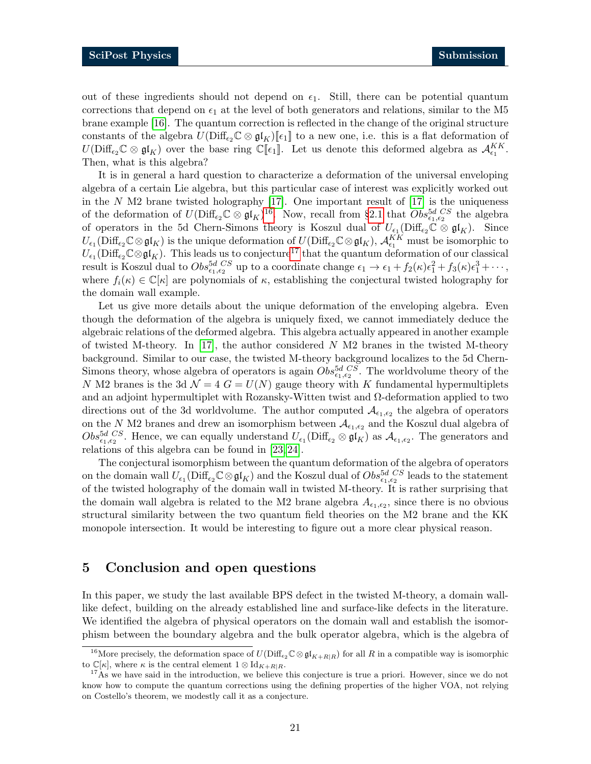out of these ingredients should not depend on $\epsilon_1$. Still, there can be potential quantum corrections that depend on $\epsilon_1$ at the level of both generators and relations, similar to the M5 brane example [16]. The quantum correction is reflected in the change of the original structure constants of the algebra $U(\mathrm{Diff}_{\epsilon_2}\mathbb{C} \otimes \mathfrak{gl}_K)[\![\epsilon_1]\!]$ to a new one, i.e. this is a flat deformation of $U(\mathrm{Diff}_{\epsilon_2}\mathbb{C} \otimes \mathfrak{gl}_K)$ over the base ring $\mathbb{C}[\![\epsilon_1]\!]$. Let us denote this deformed algebra as $\mathcal{A}^{KK}_{\epsilon_1}$. Then, what is this algebra?

It is in general a hard question to characterize a deformation of the universal enveloping algebra of a certain Lie algebra, but this particular case of interest was explicitly worked out in the $N$ M2 brane twisted holography [17]. One important result of [17] is the uniqueness of the deformation of $U(\mathrm{Diff}_{\epsilon_2}\mathbb{C} \otimes \mathfrak{gl}_K)$[16]. Now, recall from §2.1 that $Obs^{5d\ CS}_{\epsilon_1,\epsilon_2}$ the algebra of operators in the 5d Chern-Simons theory is Koszul dual of $U_{\epsilon_1}(\mathrm{Diff}_{\epsilon_2}\mathbb{C} \otimes \mathfrak{gl}_K)$. Since $U_{\epsilon_1}(\mathrm{Diff}_{\epsilon_2}\mathbb{C}\otimes\mathfrak{gl}_K)$ is the unique deformation of $U(\mathrm{Diff}_{\epsilon_2}\mathbb{C}\otimes\mathfrak{gl}_K)$, $\mathcal{A}^{KK}_{\epsilon_1}$ must be isomorphic to $U_{\epsilon_1}(\mathrm{Diff}_{\epsilon_2}\mathbb{C}\otimes\mathfrak{gl}_K)$. This leads us to conjecture[17] that the quantum deformation of our classical result is Koszul dual to $Obs^{5d\ CS}_{\epsilon_1,\epsilon_2}$ up to a coordinate change $\epsilon_1 \to \epsilon_1 + f_2(\kappa)\epsilon_1^2 + f_3(\kappa)\epsilon_1^3 + \cdots$, where $f_i(\kappa) \in \mathbb{C}[\kappa]$ are polynomials of $\kappa$, establishing the conjectural twisted holography for the domain wall example.

Let us give more details about the unique deformation of the enveloping algebra. Even though the deformation of the algebra is uniquely fixed, we cannot immediately deduce the algebraic relations of the deformed algebra. This algebra actually appeared in another example of twisted M-theory. In [17], the author considered $N$ M2 branes in the twisted M-theory background. Similar to our case, the twisted M-theory background localizes to the 5d Chern-Simons theory, whose algebra of operators is again $Obs^{5d\ CS}_{\epsilon_1,\epsilon_2}$. The worldvolume theory of the $N$ M2 branes is the 3d $\mathcal{N}=4$ $G=U(N)$ gauge theory with $K$ fundamental hypermultiplets and an adjoint hypermultiplet with Rozansky-Witten twist and $\Omega$-deformation applied to two directions out of the 3d worldvolume. The author computed $\mathcal{A}_{\epsilon_1,\epsilon_2}$ the algebra of operators on the $N$ M2 branes and drew an isomorphism between $\mathcal{A}_{\epsilon_1,\epsilon_2}$ and the Koszul dual algebra of $Obs^{5d\ CS}_{\epsilon_1,\epsilon_2}$. Hence, we can equally understand $U_{\epsilon_1}(\mathrm{Diff}_{\epsilon_2} \otimes \mathfrak{gl}_K)$ as $\mathcal{A}_{\epsilon_1,\epsilon_2}$. The generators and relations of this algebra can be found in [23, 24].

The conjectural isomorphism between the quantum deformation of the algebra of operators on the domain wall $U_{\epsilon_1}(\mathrm{Diff}_{\epsilon_2}\mathbb{C}\otimes\mathfrak{gl}_K)$ and the Koszul dual of $Obs^{5d\ CS}_{\epsilon_1,\epsilon_2}$ leads to the statement of the twisted holography of the domain wall in twisted M-theory. It is rather surprising that the domain wall algebra is related to the M2 brane algebra $A_{\epsilon_1,\epsilon_2}$, since there is no obvious structural similarity between the two quantum field theories on the M2 brane and the KK monopole intersection. It would be interesting to figure out a more clear physical reason.

# 5 Conclusion and open questions

In this paper, we study the last available BPS defect in the twisted M-theory, a domain wall-like defect, building on the already established line and surface-like defects in the literature. We identified the algebra of physical operators on the domain wall and establish the isomorphism between the boundary algebra and the bulk operator algebra, which is the algebra of

[16] More precisely, the deformation space of $U(\mathrm{Diff}_{\epsilon_2}\mathbb{C}\otimes\mathfrak{gl}_{K+R|R})$ for all $R$ in a compatible way is isomorphic to $\mathbb{C}[\kappa]$, where $\kappa$ is the central element $1 \otimes \mathrm{Id}_{K+R|R}$.

[17] As we have said in the introduction, we believe this conjecture is true a priori. However, since we do not know how to compute the quantum corrections using the defining properties of the higher VOA, not relying on Costello's theorem, we modestly call it as a conjecture.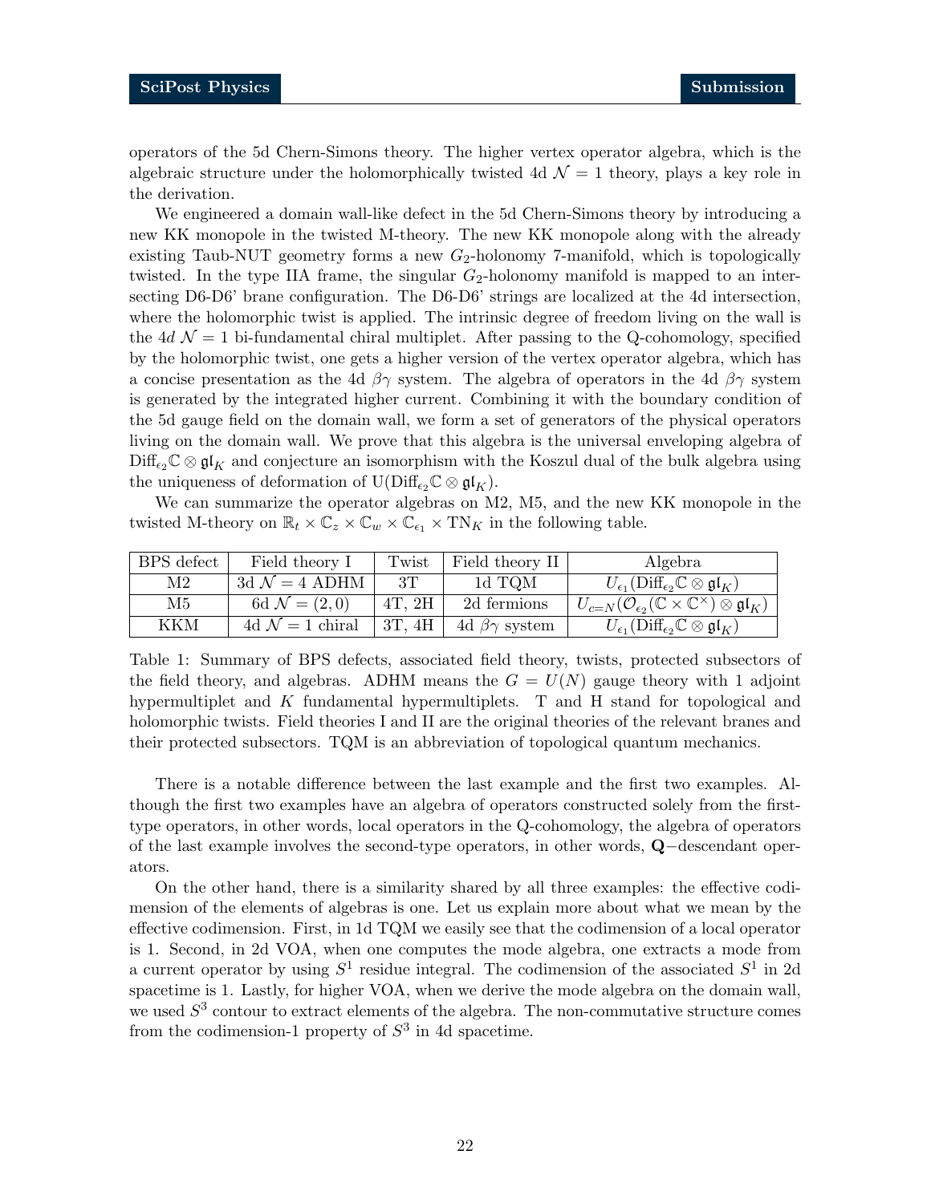operators of the 5d Chern-Simons theory. The higher vertex operator algebra, which is the algebraic structure under the holomorphically twisted 4d $\mathcal{N}=1$ theory, plays a key role in the derivation.

We engineered a domain wall-like defect in the 5d Chern-Simons theory by introducing a new KK monopole in the twisted M-theory. The new KK monopole along with the already existing Taub-NUT geometry forms a new $G_2$-holonomy 7-manifold, which is topologically twisted. In the type IIA frame, the singular $G_2$-holonomy manifold is mapped to an intersecting D6-D6' brane configuration. The D6-D6' strings are localized at the 4d intersection, where the holomorphic twist is applied. The intrinsic degree of freedom living on the wall is the 4$d$ $\mathcal{N}=1$ bi-fundamental chiral multiplet. After passing to the Q-cohomology, specified by the holomorphic twist, one gets a higher version of the vertex operator algebra, which has a concise presentation as the 4d $\beta\gamma$ system. The algebra of operators in the 4d $\beta\gamma$ system is generated by the integrated higher current. Combining it with the boundary condition of the 5d gauge field on the domain wall, we form a set of generators of the physical operators living on the domain wall. We prove that this algebra is the universal enveloping algebra of $\text{Diff}_{\epsilon_2}\mathbb{C}\otimes\mathfrak{gl}_K$ and conjecture an isomorphism with the Koszul dual of the bulk algebra using the uniqueness of deformation of $\text{U}(\text{Diff}_{\epsilon_2}\mathbb{C}\otimes\mathfrak{gl}_K)$.

We can summarize the operator algebras on M2, M5, and the new KK monopole in the twisted M-theory on $\mathbb{R}_t\times\mathbb{C}_z\times\mathbb{C}_w\times\mathbb{C}_{\epsilon_1}\times\text{TN}_K$ in the following table.

| BPS defect | Field theory I | Twist | Field theory II | Algebra |
|---|---|---|---|---|
| M2 | 3d $\mathcal{N}=4$ ADHM | 3T | 1d TQM | $U_{\epsilon_1}(\text{Diff}_{\epsilon_2}\mathbb{C}\otimes\mathfrak{gl}_K)$ |
| M5 | 6d $\mathcal{N}=(2,0)$ | 4T, 2H | 2d fermions | $U_{c=N}(\mathcal{O}_{\epsilon_2}(\mathbb{C}\times\mathbb{C}^\times)\otimes\mathfrak{gl}_K)$ |
| KKM | 4d $\mathcal{N}=1$ chiral | 3T, 4H | 4d $\beta\gamma$ system | $U_{\epsilon_1}(\text{Diff}_{\epsilon_2}\mathbb{C}\otimes\mathfrak{gl}_K)$ |

Table 1: Summary of BPS defects, associated field theory, twists, protected subsectors of the field theory, and algebras. ADHM means the $G=U(N)$ gauge theory with 1 adjoint hypermultiplet and $K$ fundamental hypermultiplets. T and H stand for topological and holomorphic twists. Field theories I and II are the original theories of the relevant branes and their protected subsectors. TQM is an abbreviation of topological quantum mechanics.

There is a notable difference between the last example and the first two examples. Although the first two examples have an algebra of operators constructed solely from the first-type operators, in other words, local operators in the Q-cohomology, the algebra of operators of the last example involves the second-type operators, in other words, $\mathbf{Q}-$descendant operators.

On the other hand, there is a similarity shared by all three examples: the effective codimension of the elements of algebras is one. Let us explain more about what we mean by the effective codimension. First, in 1d TQM we easily see that the codimension of a local operator is 1. Second, in 2d VOA, when one computes the mode algebra, one extracts a mode from a current operator by using $S^1$ residue integral. The codimension of the associated $S^1$ in 2d spacetime is 1. Lastly, for higher VOA, when we derive the mode algebra on the domain wall, we used $S^3$ contour to extract elements of the algebra. The non-commutative structure comes from the codimension-1 property of $S^3$ in 4d spacetime.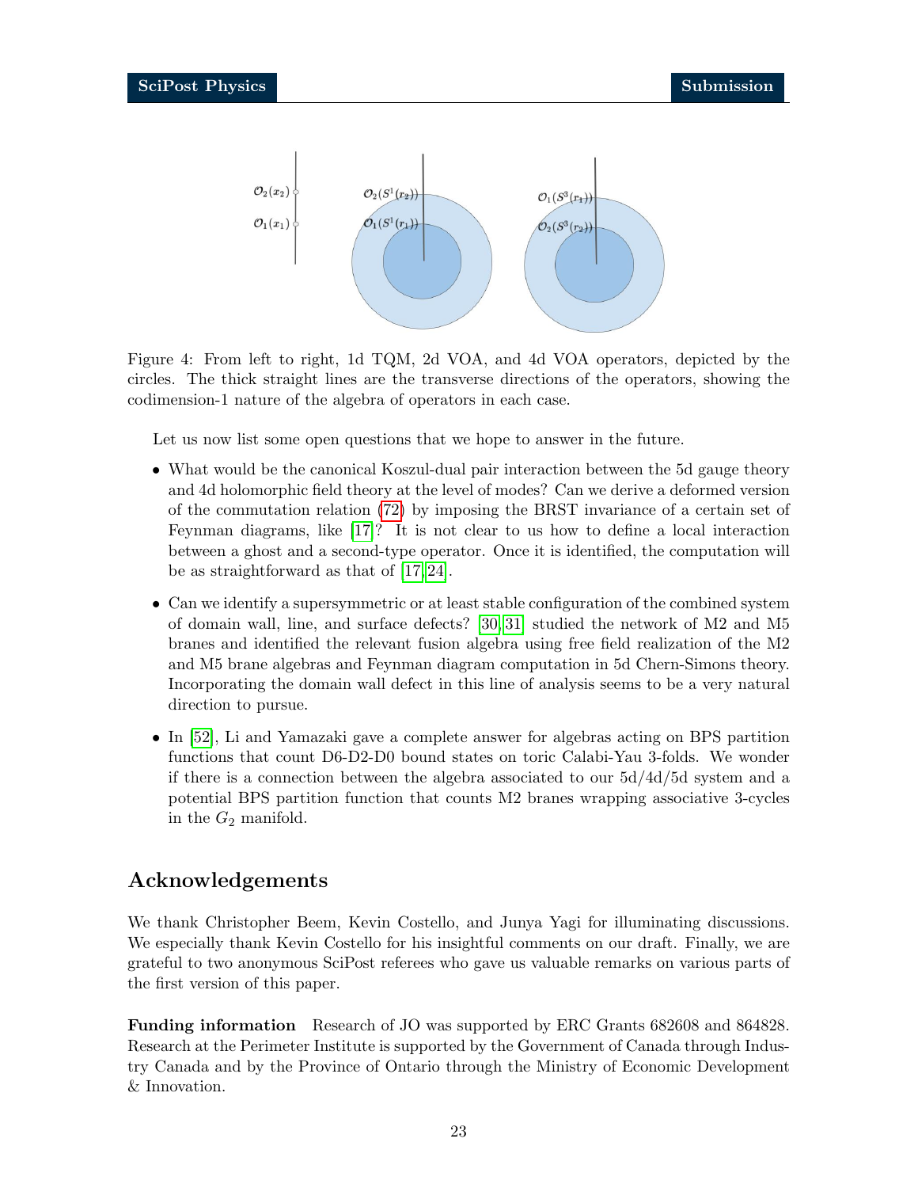Figure 4: From left to right, 1d TQM, 2d VOA, and 4d VOA operators, depicted by the circles. The thick straight lines are the transverse directions of the operators, showing the codimension-1 nature of the algebra of operators in each case.

Let us now list some open questions that we hope to answer in the future.

- What would be the canonical Koszul-dual pair interaction between the 5d gauge theory and 4d holomorphic field theory at the level of modes? Can we derive a deformed version of the commutation relation (72) by imposing the BRST invariance of a certain set of Feynman diagrams, like [17]? It is not clear to us how to define a local interaction between a ghost and a second-type operator. Once it is identified, the computation will be as straightforward as that of [17, 24].
- Can we identify a supersymmetric or at least stable configuration of the combined system of domain wall, line, and surface defects? [30, 31] studied the network of M2 and M5 branes and identified the relevant fusion algebra using free field realization of the M2 and M5 brane algebras and Feynman diagram computation in 5d Chern-Simons theory. Incorporating the domain wall defect in this line of analysis seems to be a very natural direction to pursue.
- In [52], Li and Yamazaki gave a complete answer for algebras acting on BPS partition functions that count D6-D2-D0 bound states on toric Calabi-Yau 3-folds. We wonder if there is a connection between the algebra associated to our 5d/4d/5d system and a potential BPS partition function that counts M2 branes wrapping associative 3-cycles in the $G_2$ manifold.

## Acknowledgements

We thank Christopher Beem, Kevin Costello, and Junya Yagi for illuminating discussions. We especially thank Kevin Costello for his insightful comments on our draft. Finally, we are grateful to two anonymous SciPost referees who gave us valuable remarks on various parts of the first version of this paper.

**Funding information** Research of JO was supported by ERC Grants 682608 and 864828. Research at the Perimeter Institute is supported by the Government of Canada through Industry Canada and by the Province of Ontario through the Ministry of Economic Development & Innovation.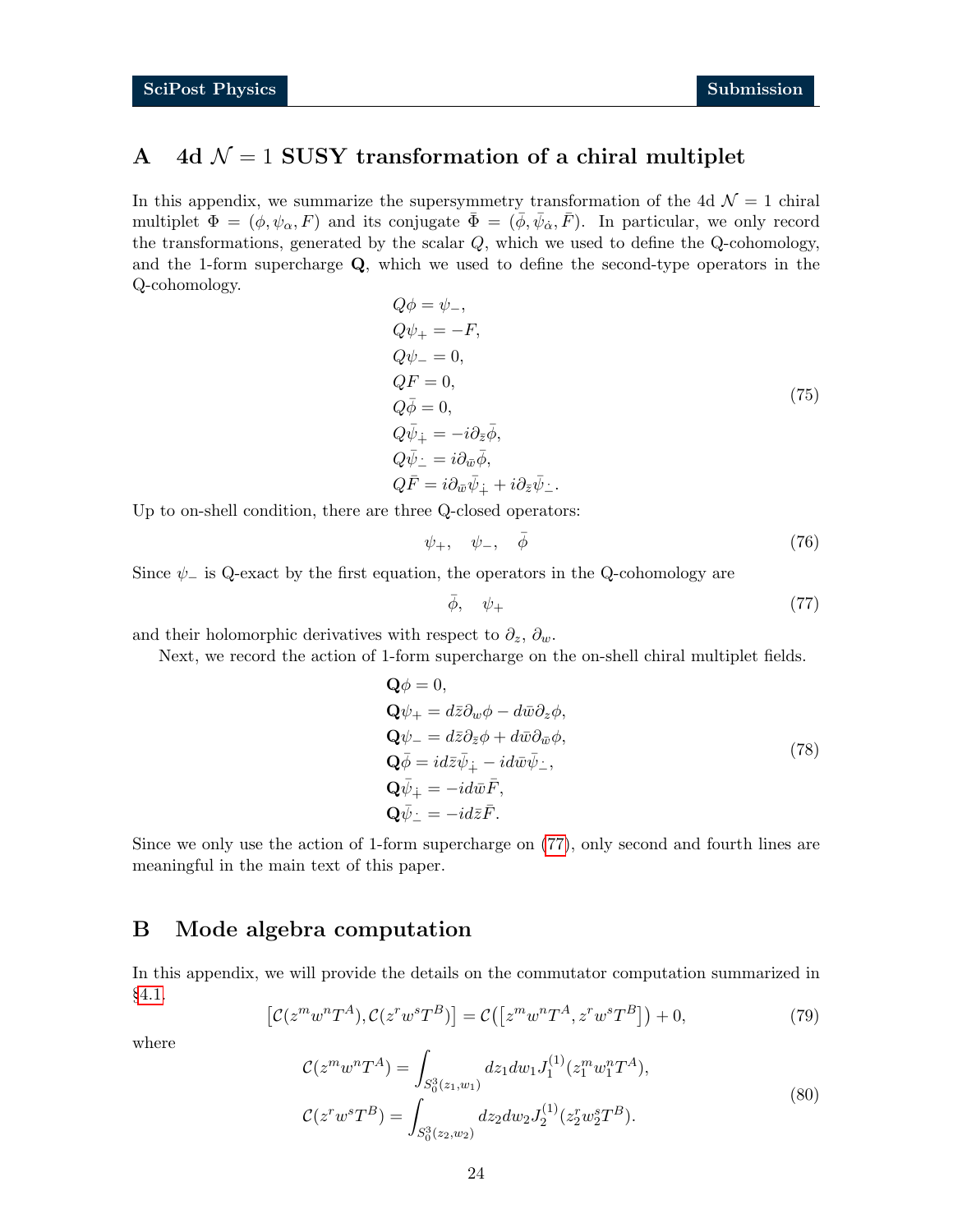## A 4d $\mathcal{N}=1$ SUSY transformation of a chiral multiplet

In this appendix, we summarize the supersymmetry transformation of the 4d $\mathcal{N}=1$ chiral multiplet $\Phi = (\phi, \psi_\alpha, F)$ and its conjugate $\bar{\Phi} = (\bar{\phi}, \bar{\psi}_{\dot{\alpha}}, \bar{F})$. In particular, we only record the transformations, generated by the scalar $Q$, which we used to define the Q-cohomology, and the 1-form supercharge $\mathbf{Q}$, which we used to define the second-type operators in the Q-cohomology.

$$
\begin{aligned}
&Q\phi = \psi_-, \\
&Q\psi_+ = -F, \\
&Q\psi_- = 0, \\
&QF = 0, \\
&Q\bar{\phi} = 0, \\
&Q\bar{\psi}_{\dot{+}} = -i\partial_{\bar{z}}\bar{\phi}, \\
&Q\bar{\psi}_{\dot{-}} = i\partial_{\bar{w}}\bar{\phi}, \\
&Q\bar{F} = i\partial_{\bar{w}}\bar{\psi}_{\dot{+}} + i\partial_{\bar{z}}\bar{\psi}_{\dot{-}}.
\end{aligned}
\tag{75}
$$

Up to on-shell condition, there are three Q-closed operators:

$$
\psi_+, \quad \psi_-, \quad \bar{\phi}
\tag{76}
$$

Since $\psi_-$ is Q-exact by the first equation, the operators in the Q-cohomology are

$$
\bar{\phi}, \quad \psi_+
\tag{77}
$$

and their holomorphic derivatives with respect to $\partial_z$, $\partial_w$.

Next, we record the action of 1-form supercharge on the on-shell chiral multiplet fields.

$$
\begin{aligned}
&\mathbf{Q}\phi = 0, \\
&\mathbf{Q}\psi_+ = d\bar{z}\partial_w\phi - d\bar{w}\partial_z\phi, \\
&\mathbf{Q}\psi_- = d\bar{z}\partial_{\bar{z}}\phi + d\bar{w}\partial_{\bar{w}}\phi, \\
&\mathbf{Q}\bar{\phi} = id\bar{z}\bar{\psi}_{\dot{+}} - id\bar{w}\bar{\psi}_{\dot{-}}, \\
&\mathbf{Q}\bar{\psi}_{\dot{+}} = -id\bar{w}\bar{F}, \\
&\mathbf{Q}\bar{\psi}_{\dot{-}} = -id\bar{z}\bar{F}.
\end{aligned}
\tag{78}
$$

Since we only use the action of 1-form supercharge on (77), only second and fourth lines are meaningful in the main text of this paper.

## B Mode algebra computation

In this appendix, we will provide the details on the commutator computation summarized in §4.1.

$$
\left[\mathcal{C}(z^m w^n T^A), \mathcal{C}(z^r w^s T^B)\right] = \mathcal{C}\left(\left[z^m w^n T^A, z^r w^s T^B\right]\right) + 0,
\tag{79}
$$

where

$$
\begin{aligned}
\mathcal{C}(z^m w^n T^A) &= \int_{S^3_0(z_1,w_1)} dz_1 dw_1 J_1^{(1)}(z_1^m w_1^n T^A), \\
\mathcal{C}(z^r w^s T^B) &= \int_{S^3_0(z_2,w_2)} dz_2 dw_2 J_2^{(1)}(z_2^r w_2^s T^B).
\end{aligned}
\tag{80}
$$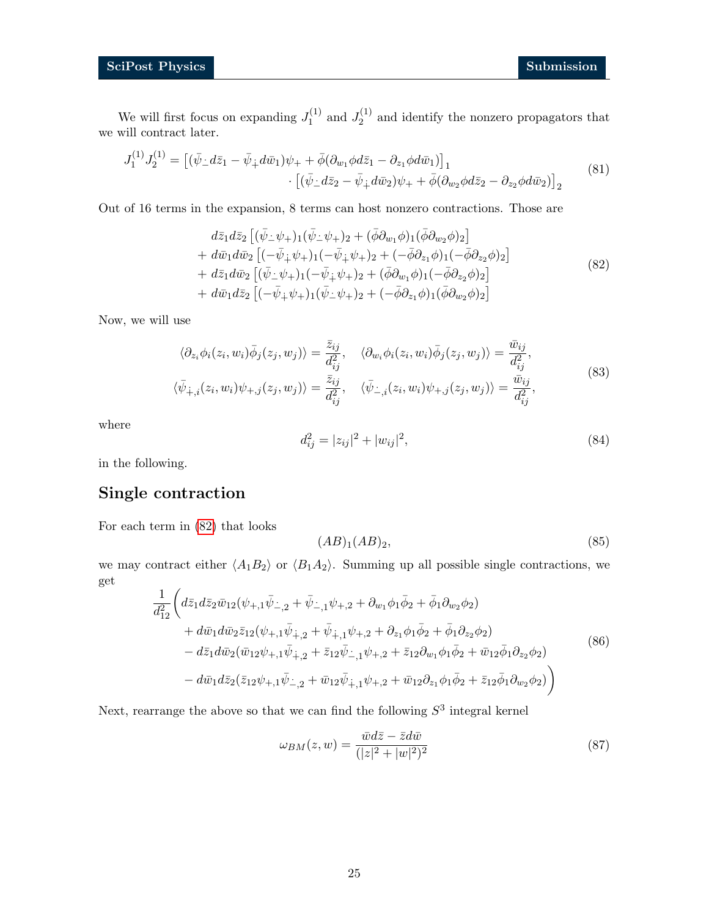We will first focus on expanding $J_1^{(1)}$ and $J_2^{(1)}$ and identify the nonzero propagators that we will contract later.

$$
\begin{aligned}
J_1^{(1)} J_2^{(1)} = &\left[(\bar{\psi}_{\dot{-}} d\bar{z}_1 - \bar{\psi}_{\dot{+}} d\bar{w}_1)\psi_+ + \bar{\phi}(\partial_{w_1}\phi d\bar{z}_1 - \partial_{z_1}\phi d\bar{w}_1)\right]_1 \\
&\cdot \left[(\bar{\psi}_{\dot{-}} d\bar{z}_2 - \bar{\psi}_{\dot{+}} d\bar{w}_2)\psi_+ + \bar{\phi}(\partial_{w_2}\phi d\bar{z}_2 - \partial_{z_2}\phi d\bar{w}_2)\right]_2
\end{aligned}
\tag{81}
$$

Out of 16 terms in the expansion, 8 terms can host nonzero contractions. Those are

$$
\begin{aligned}
&d\bar{z}_1 d\bar{z}_2 \left[(\bar{\psi}_{\dot{-}}\psi_+)_1(\bar{\psi}_{\dot{-}}\psi_+)_2 + (\bar{\phi}\partial_{w_1}\phi)_1(\bar{\phi}\partial_{w_2}\phi)_2\right] \\
&+ d\bar{w}_1 d\bar{w}_2 \left[(-\bar{\psi}_{\dot{+}}\psi_+)_1(-\bar{\psi}_{\dot{+}}\psi_+)_2 + (-\bar{\phi}\partial_{z_1}\phi)_1(-\bar{\phi}\partial_{z_2}\phi)_2\right] \\
&+ d\bar{z}_1 d\bar{w}_2 \left[(\bar{\psi}_{\dot{-}}\psi_+)_1(-\bar{\psi}_{\dot{+}}\psi_+)_2 + (\bar{\phi}\partial_{w_1}\phi)_1(-\bar{\phi}\partial_{z_2}\phi)_2\right] \\
&+ d\bar{w}_1 d\bar{z}_2 \left[(-\bar{\psi}_{\dot{+}}\psi_+)_1(\bar{\psi}_{\dot{-}}\psi_+)_2 + (-\bar{\phi}\partial_{z_1}\phi)_1(\bar{\phi}\partial_{w_2}\phi)_2\right]
\end{aligned}
\tag{82}
$$

Now, we will use

$$
\begin{aligned}
\langle \partial_{z_i}\phi_i(z_i,w_i)\bar{\phi}_j(z_j,w_j)\rangle = \frac{\bar{z}_{ij}}{d_{ij}^2}, \quad \langle \partial_{w_i}\phi_i(z_i,w_i)\bar{\phi}_j(z_j,w_j)\rangle = \frac{\bar{w}_{ij}}{d_{ij}^2}, \\
\langle \bar{\psi}_{\dot{+},i}(z_i,w_i)\psi_{+,j}(z_j,w_j)\rangle = \frac{\bar{z}_{ij}}{d_{ij}^2}, \quad \langle \bar{\psi}_{\dot{-},i}(z_i,w_i)\psi_{+,j}(z_j,w_j)\rangle = \frac{\bar{w}_{ij}}{d_{ij}^2},
\end{aligned}
\tag{83}
$$

where

$$
d_{ij}^2 = |z_{ij}|^2 + |w_{ij}|^2, \tag{84}
$$

in the following.

## Single contraction

For each term in (82) that looks

$$
(AB)_1(AB)_2, \tag{85}
$$

we may contract either $\langle A_1 B_2\rangle$ or $\langle B_1 A_2\rangle$. Summing up all possible single contractions, we get

$$
\begin{aligned}
\frac{1}{d_{12}^2}\Big( &d\bar{z}_1 d\bar{z}_2 \bar{w}_{12}(\psi_{+,1}\bar{\psi}_{\dot{-},2} + \bar{\psi}_{\dot{-},1}\psi_{+,2} + \partial_{w_1}\phi_1\bar{\phi}_2 + \bar{\phi}_1\partial_{w_2}\phi_2) \\
&+ d\bar{w}_1 d\bar{w}_2 \bar{z}_{12}(\psi_{+,1}\bar{\psi}_{\dot{+},2} + \bar{\psi}_{\dot{+},1}\psi_{+,2} + \partial_{z_1}\phi_1\bar{\phi}_2 + \bar{\phi}_1\partial_{z_2}\phi_2) \\
&- d\bar{z}_1 d\bar{w}_2(\bar{w}_{12}\psi_{+,1}\bar{\psi}_{\dot{+},2} + \bar{z}_{12}\bar{\psi}_{\dot{-},1}\psi_{+,2} + \bar{z}_{12}\partial_{w_1}\phi_1\bar{\phi}_2 + \bar{w}_{12}\bar{\phi}_1\partial_{z_2}\phi_2) \\
&- d\bar{w}_1 d\bar{z}_2(\bar{z}_{12}\psi_{+,1}\bar{\psi}_{\dot{-},2} + \bar{w}_{12}\bar{\psi}_{\dot{+},1}\psi_{+,2} + \bar{w}_{12}\partial_{z_1}\phi_1\bar{\phi}_2 + \bar{z}_{12}\bar{\phi}_1\partial_{w_2}\phi_2)\Big)
\end{aligned}
\tag{86}
$$

Next, rearrange the above so that we can find the following $S^3$ integral kernel

$$
\omega_{BM}(z,w) = \frac{\bar{w}d\bar{z} - \bar{z}d\bar{w}}{(|z|^2+|w|^2)^2} \tag{87}
$$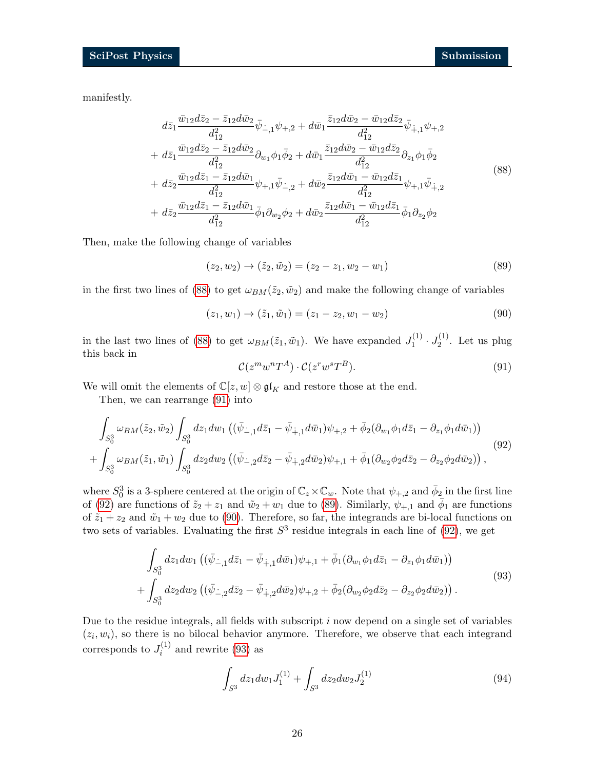manifestly.

$$
\begin{aligned}
&d\bar{z}_1 \frac{\bar{w}_{12} d\bar{z}_2 - \bar{z}_{12} d\bar{w}_2}{d_{12}^2} \bar{\psi}_{\dot{-},1}\psi_{+,2} + d\bar{w}_1 \frac{\bar{z}_{12} d\bar{w}_2 - \bar{w}_{12} d\bar{z}_2}{d_{12}^2} \bar{\psi}_{\dot{+},1}\psi_{+,2} \\
+ &d\bar{z}_1 \frac{\bar{w}_{12} d\bar{z}_2 - \bar{z}_{12} d\bar{w}_2}{d_{12}^2} \partial_{w_1}\phi_1 \bar{\phi}_2 + d\bar{w}_1 \frac{\bar{z}_{12} d\bar{w}_2 - \bar{w}_{12} d\bar{z}_2}{d_{12}^2} \partial_{z_1}\phi_1 \bar{\phi}_2 \\
+ &d\bar{z}_2 \frac{\bar{w}_{12} d\bar{z}_1 - \bar{z}_{12} d\bar{w}_1}{d_{12}^2} \psi_{+,1}\bar{\psi}_{\dot{-},2} + d\bar{w}_2 \frac{\bar{z}_{12} d\bar{w}_1 - \bar{w}_{12} d\bar{z}_1}{d_{12}^2} \psi_{+,1}\bar{\psi}_{\dot{+},2} \\
+ &d\bar{z}_2 \frac{\bar{w}_{12} d\bar{z}_1 - \bar{z}_{12} d\bar{w}_1}{d_{12}^2} \bar{\phi}_1 \partial_{w_2}\phi_2 + d\bar{w}_2 \frac{\bar{z}_{12} d\bar{w}_1 - \bar{w}_{12} d\bar{z}_1}{d_{12}^2} \bar{\phi}_1 \partial_{z_2}\phi_2
\end{aligned}
\tag{88}
$$

Then, make the following change of variables

$$
(z_2, w_2) \to (\tilde{z}_2, \tilde{w}_2) = (z_2 - z_1, w_2 - w_1) \tag{89}
$$

in the first two lines of (88) to get $\omega_{BM}(\tilde{z}_2, \tilde{w}_2)$ and make the following change of variables

$$
(z_1, w_1) \to (\tilde{z}_1, \tilde{w}_1) = (z_1 - z_2, w_1 - w_2) \tag{90}
$$

in the last two lines of (88) to get $\omega_{BM}(\tilde{z}_1, \tilde{w}_1)$. We have expanded $J_1^{(1)} \cdot J_2^{(1)}$. Let us plug this back in

$$
\mathcal{C}(z^m w^n T^A) \cdot \mathcal{C}(z^r w^s T^B). \tag{91}
$$

We will omit the elements of $\mathbb{C}[z,w] \otimes \mathfrak{gl}_K$ and restore those at the end.

Then, we can rearrange (91) into

$$
\begin{aligned}
&\int_{S_0^3} \omega_{BM}(\tilde{z}_2, \tilde{w}_2) \int_{S_0^3} dz_1 dw_1 \left( (\bar{\psi}_{\dot{-},1} d\bar{z}_1 - \bar{\psi}_{\dot{+},1} d\bar{w}_1)\psi_{+,2} + \bar{\phi}_2 (\partial_{w_1}\phi_1 d\bar{z}_1 - \partial_{z_1}\phi_1 d\bar{w}_1) \right) \\
+ &\int_{S_0^3} \omega_{BM}(\tilde{z}_1, \tilde{w}_1) \int_{S_0^3} dz_2 dw_2 \left( (\bar{\psi}_{\dot{-},2} d\bar{z}_2 - \bar{\psi}_{\dot{+},2} d\bar{w}_2)\psi_{+,1} + \bar{\phi}_1 (\partial_{w_2}\phi_2 d\bar{z}_2 - \partial_{z_2}\phi_2 d\bar{w}_2) \right),
\end{aligned}
\tag{92}
$$

where $S_0^3$ is a 3-sphere centered at the origin of $\mathbb{C}_z \times \mathbb{C}_w$. Note that $\psi_{+,2}$ and $\bar{\phi}_2$ in the first line of (92) are functions of $\tilde{z}_2 + z_1$ and $\tilde{w}_2 + w_1$ due to (89). Similarly, $\psi_{+,1}$ and $\bar{\phi}_1$ are functions of $\tilde{z}_1 + z_2$ and $\tilde{w}_1 + w_2$ due to (90). Therefore, so far, the integrands are bi-local functions on two sets of variables. Evaluating the first $S^3$ residue integrals in each line of (92), we get

$$
\begin{aligned}
&\int_{S_0^3} dz_1 dw_1 \left( (\bar{\psi}_{\dot{-},1} d\bar{z}_1 - \bar{\psi}_{\dot{+},1} d\bar{w}_1)\psi_{+,1} + \bar{\phi}_1 (\partial_{w_1}\phi_1 d\bar{z}_1 - \partial_{z_1}\phi_1 d\bar{w}_1) \right) \\
+ &\int_{S_0^3} dz_2 dw_2 \left( (\bar{\psi}_{\dot{-},2} d\bar{z}_2 - \bar{\psi}_{\dot{+},2} d\bar{w}_2)\psi_{+,2} + \bar{\phi}_2 (\partial_{w_2}\phi_2 d\bar{z}_2 - \partial_{z_2}\phi_2 d\bar{w}_2) \right).
\end{aligned}
\tag{93}
$$

Due to the residue integrals, all fields with subscript $i$ now depend on a single set of variables $(z_i, w_i)$, so there is no bilocal behavior anymore. Therefore, we observe that each integrand corresponds to $J_i^{(1)}$ and rewrite (93) as

$$
\int_{S^3} dz_1 dw_1 J_1^{(1)} + \int_{S^3} dz_2 dw_2 J_2^{(1)} \tag{94}
$$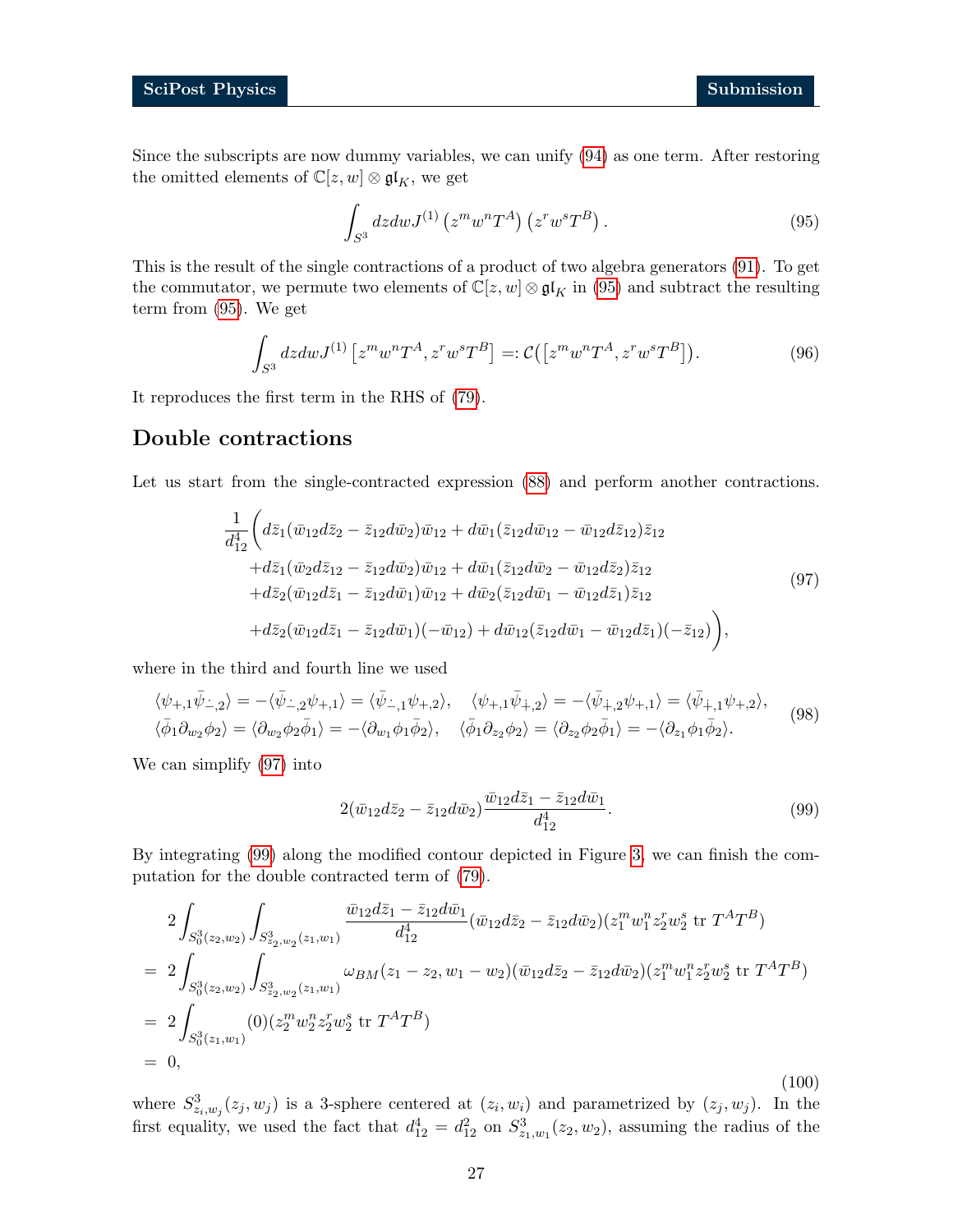Since the subscripts are now dummy variables, we can unify (94) as one term. After restoring the omitted elements of $\mathbb{C}[z,w]\otimes\mathfrak{gl}_K$, we get

$$\int_{S^3} dzdw J^{(1)}\left(z^m w^n T^A\right)\left(z^r w^s T^B\right). \tag{95}$$

This is the result of the single contractions of a product of two algebra generators (91). To get the commutator, we permute two elements of $\mathbb{C}[z,w]\otimes\mathfrak{gl}_K$ in (95) and subtract the resulting term from (95). We get

$$\int_{S^3} dzdw J^{(1)}\left[z^m w^n T^A, z^r w^s T^B\right] =: \mathcal{C}\big(\left[z^m w^n T^A, z^r w^s T^B\right]\big). \tag{96}$$

It reproduces the first term in the RHS of (79).

## Double contractions

Let us start from the single-contracted expression (88) and perform another contractions.

$$\begin{aligned}
\frac{1}{d_{12}^4}\bigg( & d\bar{z}_1(\bar{w}_{12}d\bar{z}_2 - \bar{z}_{12}d\bar{w}_2)\bar{w}_{12} + d\bar{w}_1(\bar{z}_{12}d\bar{w}_{12} - \bar{w}_{12}d\bar{z}_{12})\bar{z}_{12} \\
&+ d\bar{z}_1(\bar{w}_2 d\bar{z}_{12} - \bar{z}_{12}d\bar{w}_2)\bar{w}_{12} + d\bar{w}_1(\bar{z}_{12}d\bar{w}_2 - \bar{w}_{12}d\bar{z}_2)\bar{z}_{12} \\
&+ d\bar{z}_2(\bar{w}_{12}d\bar{z}_1 - \bar{z}_{12}d\bar{w}_1)\bar{w}_{12} + d\bar{w}_2(\bar{z}_{12}d\bar{w}_1 - \bar{w}_{12}d\bar{z}_1)\bar{z}_{12} \\
&+ d\bar{z}_2(\bar{w}_{12}d\bar{z}_1 - \bar{z}_{12}d\bar{w}_1)(-\bar{w}_{12}) + d\bar{w}_{12}(\bar{z}_{12}d\bar{w}_1 - \bar{w}_{12}d\bar{z}_1)(-\bar{z}_{12})\bigg),
\end{aligned} \tag{97}$$

where in the third and fourth line we used

$$\begin{aligned}
&\langle\psi_{+,1}\bar{\psi}_{\dot{-},2}\rangle = -\langle\bar{\psi}_{\dot{-},2}\psi_{+,1}\rangle = \langle\bar{\psi}_{\dot{-},1}\psi_{+,2}\rangle, \quad \langle\psi_{+,1}\bar{\psi}_{\dot{+},2}\rangle = -\langle\bar{\psi}_{\dot{+},2}\psi_{+,1}\rangle = \langle\bar{\psi}_{\dot{+},1}\psi_{+,2}\rangle, \\
&\langle\bar{\phi}_1\partial_{w_2}\phi_2\rangle = \langle\partial_{w_2}\phi_2\bar{\phi}_1\rangle = -\langle\partial_{w_1}\phi_1\bar{\phi}_2\rangle, \quad \langle\bar{\phi}_1\partial_{z_2}\phi_2\rangle = \langle\partial_{z_2}\phi_2\bar{\phi}_1\rangle = -\langle\partial_{z_1}\phi_1\bar{\phi}_2\rangle.
\end{aligned} \tag{98}$$

We can simplify (97) into

$$2(\bar{w}_{12}d\bar{z}_2 - \bar{z}_{12}d\bar{w}_2)\frac{\bar{w}_{12}d\bar{z}_1 - \bar{z}_{12}d\bar{w}_1}{d_{12}^4}. \tag{99}$$

By integrating (99) along the modified contour depicted in Figure 3, we can finish the computation for the double contracted term of (79).

$$\begin{aligned}
& 2\int_{S_0^3(z_2,w_2)}\int_{S^3_{z_2,w_2}(z_1,w_1)} \frac{\bar{w}_{12}d\bar{z}_1 - \bar{z}_{12}d\bar{w}_1}{d_{12}^4}(\bar{w}_{12}d\bar{z}_2 - \bar{z}_{12}d\bar{w}_2)(z_1^m w_1^n z_2^r w_2^s \ \mathrm{tr}\ T^A T^B) \\
=\ & 2\int_{S_0^3(z_2,w_2)}\int_{S^3_{z_2,w_2}(z_1,w_1)} \omega_{BM}(z_1-z_2, w_1-w_2)(\bar{w}_{12}d\bar{z}_2 - \bar{z}_{12}d\bar{w}_2)(z_1^m w_1^n z_2^r w_2^s \ \mathrm{tr}\ T^A T^B) \\
=\ & 2\int_{S_0^3(z_1,w_1)} (0)(z_2^m w_2^n z_2^r w_2^s \ \mathrm{tr}\ T^A T^B) \\
=\ & 0,
\end{aligned} \tag{100}$$

where $S^3_{z_i,w_j}(z_j,w_j)$ is a 3-sphere centered at $(z_i,w_i)$ and parametrized by $(z_j,w_j)$. In the first equality, we used the fact that $d_{12}^4 = d_{12}^2$ on $S^3_{z_1,w_1}(z_2,w_2)$, assuming the radius of the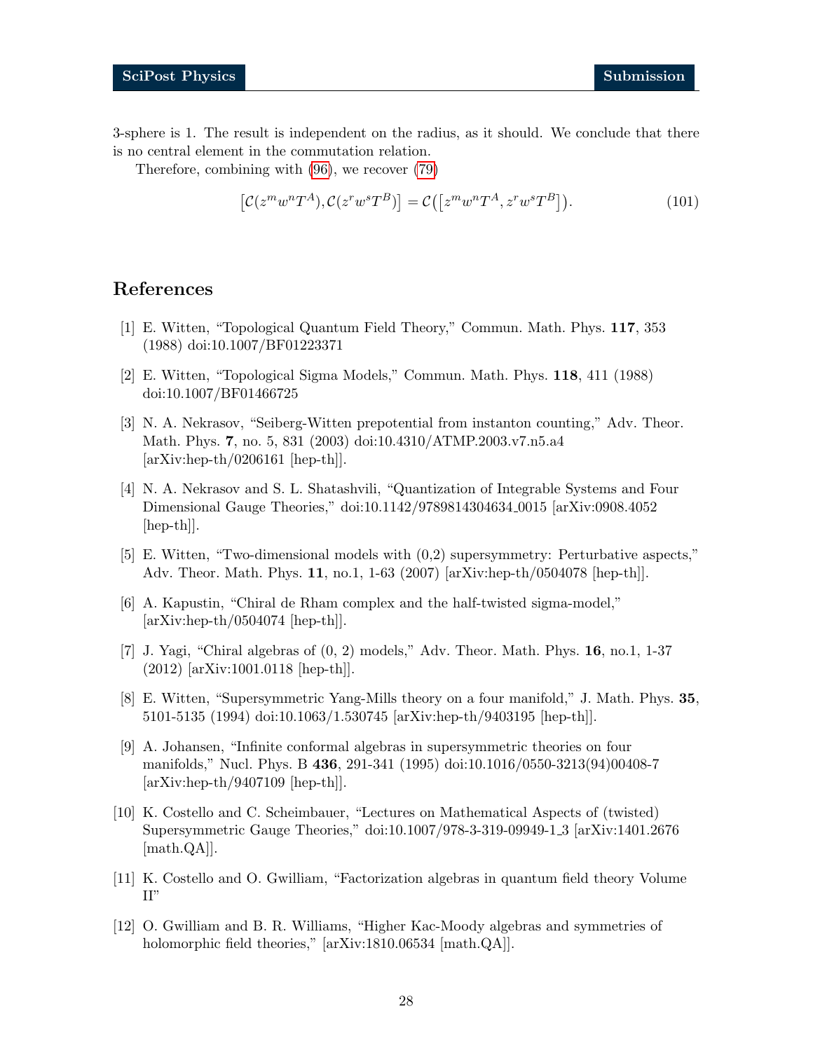3-sphere is 1. The result is independent on the radius, as it should. We conclude that there is no central element in the commutation relation.

Therefore, combining with (96), we recover (79)

$$\left[\mathcal{C}(z^m w^n T^A), \mathcal{C}(z^r w^s T^B)\right] = \mathcal{C}\left(\left[z^m w^n T^A, z^r w^s T^B\right]\right). \tag{101}$$

# References

[1] E. Witten, "Topological Quantum Field Theory," Commun. Math. Phys. **117**, 353 (1988) doi:10.1007/BF01223371

[2] E. Witten, "Topological Sigma Models," Commun. Math. Phys. **118**, 411 (1988) doi:10.1007/BF01466725

[3] N. A. Nekrasov, "Seiberg-Witten prepotential from instanton counting," Adv. Theor. Math. Phys. **7**, no. 5, 831 (2003) doi:10.4310/ATMP.2003.v7.n5.a4 [arXiv:hep-th/0206161 [hep-th]].

[4] N. A. Nekrasov and S. L. Shatashvili, "Quantization of Integrable Systems and Four Dimensional Gauge Theories," doi:10.1142/9789814304634_0015 [arXiv:0908.4052 [hep-th]].

[5] E. Witten, "Two-dimensional models with (0,2) supersymmetry: Perturbative aspects," Adv. Theor. Math. Phys. **11**, no.1, 1-63 (2007) [arXiv:hep-th/0504078 [hep-th]].

[6] A. Kapustin, "Chiral de Rham complex and the half-twisted sigma-model," [arXiv:hep-th/0504074 [hep-th]].

[7] J. Yagi, "Chiral algebras of (0, 2) models," Adv. Theor. Math. Phys. **16**, no.1, 1-37 (2012) [arXiv:1001.0118 [hep-th]].

[8] E. Witten, "Supersymmetric Yang-Mills theory on a four manifold," J. Math. Phys. **35**, 5101-5135 (1994) doi:10.1063/1.530745 [arXiv:hep-th/9403195 [hep-th]].

[9] A. Johansen, "Infinite conformal algebras in supersymmetric theories on four manifolds," Nucl. Phys. B **436**, 291-341 (1995) doi:10.1016/0550-3213(94)00408-7 [arXiv:hep-th/9407109 [hep-th]].

[10] K. Costello and C. Scheimbauer, "Lectures on Mathematical Aspects of (twisted) Supersymmetric Gauge Theories," doi:10.1007/978-3-319-09949-1_3 [arXiv:1401.2676 [math.QA]].

[11] K. Costello and O. Gwilliam, "Factorization algebras in quantum field theory Volume II"

[12] O. Gwilliam and B. R. Williams, "Higher Kac-Moody algebras and symmetries of holomorphic field theories," [arXiv:1810.06534 [math.QA]].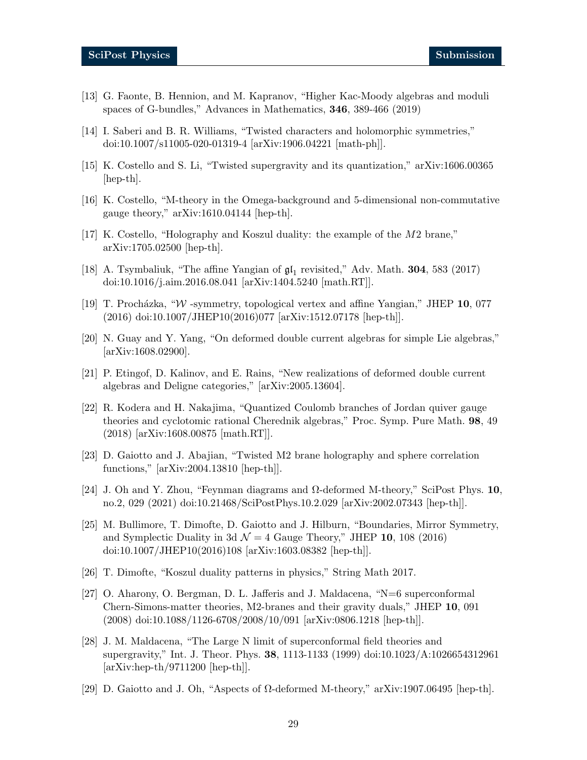[13] G. Faonte, B. Hennion, and M. Kapranov, "Higher Kac-Moody algebras and moduli spaces of G-bundles," Advances in Mathematics, **346**, 389-466 (2019)

[14] I. Saberi and B. R. Williams, "Twisted characters and holomorphic symmetries," doi:10.1007/s11005-020-01319-4 [arXiv:1906.04221 [math-ph]].

[15] K. Costello and S. Li, "Twisted supergravity and its quantization," arXiv:1606.00365 [hep-th].

[16] K. Costello, "M-theory in the Omega-background and 5-dimensional non-commutative gauge theory," arXiv:1610.04144 [hep-th].

[17] K. Costello, "Holography and Koszul duality: the example of the $M2$ brane," arXiv:1705.02500 [hep-th].

[18] A. Tsymbaliuk, "The affine Yangian of $\mathfrak{gl}_1$ revisited," Adv. Math. **304**, 583 (2017) doi:10.1016/j.aim.2016.08.041 [arXiv:1404.5240 [math.RT]].

[19] T. Procházka, "$\mathcal{W}$ -symmetry, topological vertex and affine Yangian," JHEP **10**, 077 (2016) doi:10.1007/JHEP10(2016)077 [arXiv:1512.07178 [hep-th]].

[20] N. Guay and Y. Yang, "On deformed double current algebras for simple Lie algebras," [arXiv:1608.02900].

[21] P. Etingof, D. Kalinov, and E. Rains, "New realizations of deformed double current algebras and Deligne categories," [arXiv:2005.13604].

[22] R. Kodera and H. Nakajima, "Quantized Coulomb branches of Jordan quiver gauge theories and cyclotomic rational Cherednik algebras," Proc. Symp. Pure Math. **98**, 49 (2018) [arXiv:1608.00875 [math.RT]].

[23] D. Gaiotto and J. Abajian, "Twisted M2 brane holography and sphere correlation functions," [arXiv:2004.13810 [hep-th]].

[24] J. Oh and Y. Zhou, "Feynman diagrams and Ω-deformed M-theory," SciPost Phys. **10**, no.2, 029 (2021) doi:10.21468/SciPostPhys.10.2.029 [arXiv:2002.07343 [hep-th]].

[25] M. Bullimore, T. Dimofte, D. Gaiotto and J. Hilburn, "Boundaries, Mirror Symmetry, and Symplectic Duality in 3d $\mathcal{N} = 4$ Gauge Theory," JHEP **10**, 108 (2016) doi:10.1007/JHEP10(2016)108 [arXiv:1603.08382 [hep-th]].

[26] T. Dimofte, "Koszul duality patterns in physics," String Math 2017.

[27] O. Aharony, O. Bergman, D. L. Jafferis and J. Maldacena, "N=6 superconformal Chern-Simons-matter theories, M2-branes and their gravity duals," JHEP **10**, 091 (2008) doi:10.1088/1126-6708/2008/10/091 [arXiv:0806.1218 [hep-th]].

[28] J. M. Maldacena, "The Large N limit of superconformal field theories and supergravity," Int. J. Theor. Phys. **38**, 1113-1133 (1999) doi:10.1023/A:1026654312961 [arXiv:hep-th/9711200 [hep-th]].

[29] D. Gaiotto and J. Oh, "Aspects of Ω-deformed M-theory," arXiv:1907.06495 [hep-th].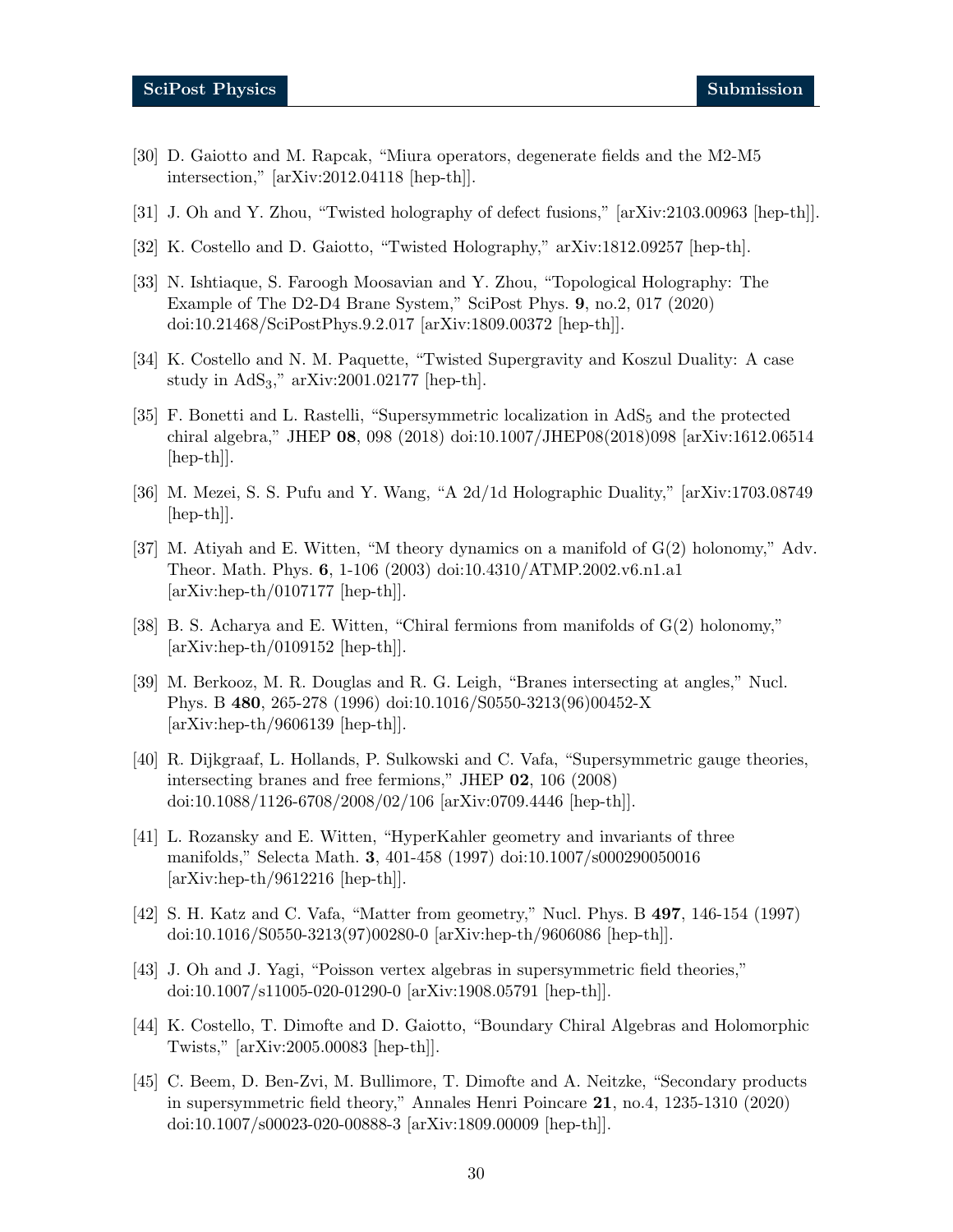[30] D. Gaiotto and M. Rapcak, "Miura operators, degenerate fields and the M2-M5 intersection," [arXiv:2012.04118 [hep-th]].

[31] J. Oh and Y. Zhou, "Twisted holography of defect fusions," [arXiv:2103.00963 [hep-th]].

[32] K. Costello and D. Gaiotto, "Twisted Holography," arXiv:1812.09257 [hep-th].

[33] N. Ishtiaque, S. Faroogh Moosavian and Y. Zhou, "Topological Holography: The Example of The D2-D4 Brane System," SciPost Phys. **9**, no.2, 017 (2020) doi:10.21468/SciPostPhys.9.2.017 [arXiv:1809.00372 [hep-th]].

[34] K. Costello and N. M. Paquette, "Twisted Supergravity and Koszul Duality: A case study in $\mathrm{AdS}_3$," arXiv:2001.02177 [hep-th].

[35] F. Bonetti and L. Rastelli, "Supersymmetric localization in $\mathrm{AdS}_5$ and the protected chiral algebra," JHEP **08**, 098 (2018) doi:10.1007/JHEP08(2018)098 [arXiv:1612.06514 [hep-th]].

[36] M. Mezei, S. S. Pufu and Y. Wang, "A 2d/1d Holographic Duality," [arXiv:1703.08749 [hep-th]].

[37] M. Atiyah and E. Witten, "M theory dynamics on a manifold of G(2) holonomy," Adv. Theor. Math. Phys. **6**, 1-106 (2003) doi:10.4310/ATMP.2002.v6.n1.a1 [arXiv:hep-th/0107177 [hep-th]].

[38] B. S. Acharya and E. Witten, "Chiral fermions from manifolds of G(2) holonomy," [arXiv:hep-th/0109152 [hep-th]].

[39] M. Berkooz, M. R. Douglas and R. G. Leigh, "Branes intersecting at angles," Nucl. Phys. B **480**, 265-278 (1996) doi:10.1016/S0550-3213(96)00452-X [arXiv:hep-th/9606139 [hep-th]].

[40] R. Dijkgraaf, L. Hollands, P. Sulkowski and C. Vafa, "Supersymmetric gauge theories, intersecting branes and free fermions," JHEP **02**, 106 (2008) doi:10.1088/1126-6708/2008/02/106 [arXiv:0709.4446 [hep-th]].

[41] L. Rozansky and E. Witten, "HyperKahler geometry and invariants of three manifolds," Selecta Math. **3**, 401-458 (1997) doi:10.1007/s000290050016 [arXiv:hep-th/9612216 [hep-th]].

[42] S. H. Katz and C. Vafa, "Matter from geometry," Nucl. Phys. B **497**, 146-154 (1997) doi:10.1016/S0550-3213(97)00280-0 [arXiv:hep-th/9606086 [hep-th]].

[43] J. Oh and J. Yagi, "Poisson vertex algebras in supersymmetric field theories," doi:10.1007/s11005-020-01290-0 [arXiv:1908.05791 [hep-th]].

[44] K. Costello, T. Dimofte and D. Gaiotto, "Boundary Chiral Algebras and Holomorphic Twists," [arXiv:2005.00083 [hep-th]].

[45] C. Beem, D. Ben-Zvi, M. Bullimore, T. Dimofte and A. Neitzke, "Secondary products in supersymmetric field theory," Annales Henri Poincare **21**, no.4, 1235-1310 (2020) doi:10.1007/s00023-020-00888-3 [arXiv:1809.00009 [hep-th]].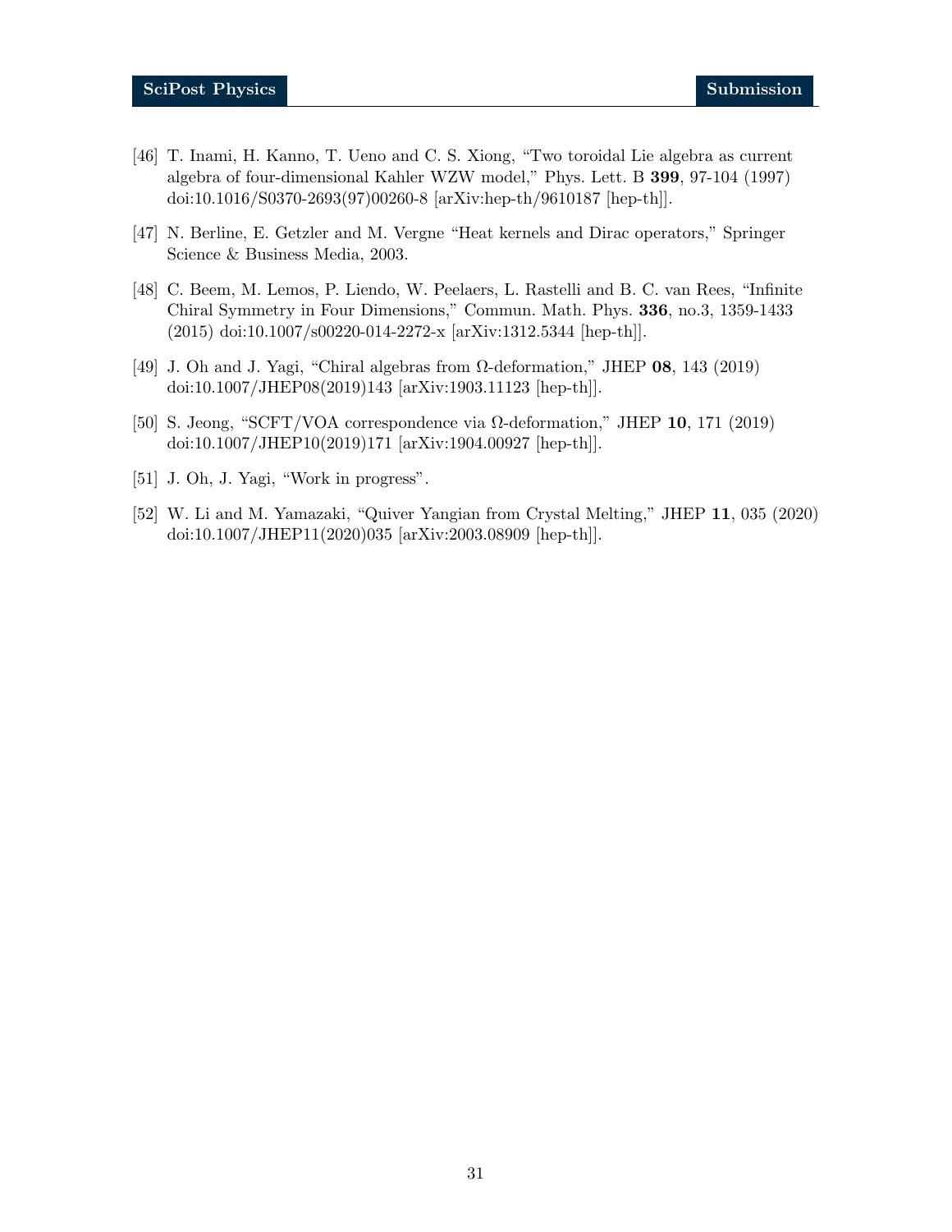[46] T. Inami, H. Kanno, T. Ueno and C. S. Xiong, "Two toroidal Lie algebra as current algebra of four-dimensional Kahler WZW model," Phys. Lett. B **399**, 97-104 (1997) doi:10.1016/S0370-2693(97)00260-8 [arXiv:hep-th/9610187 [hep-th]].

[47] N. Berline, E. Getzler and M. Vergne "Heat kernels and Dirac operators," Springer Science & Business Media, 2003.

[48] C. Beem, M. Lemos, P. Liendo, W. Peelaers, L. Rastelli and B. C. van Rees, "Infinite Chiral Symmetry in Four Dimensions," Commun. Math. Phys. **336**, no.3, 1359-1433 (2015) doi:10.1007/s00220-014-2272-x [arXiv:1312.5344 [hep-th]].

[49] J. Oh and J. Yagi, "Chiral algebras from Ω-deformation," JHEP **08**, 143 (2019) doi:10.1007/JHEP08(2019)143 [arXiv:1903.11123 [hep-th]].

[50] S. Jeong, "SCFT/VOA correspondence via Ω-deformation," JHEP **10**, 171 (2019) doi:10.1007/JHEP10(2019)171 [arXiv:1904.00927 [hep-th]].

[51] J. Oh, J. Yagi, "Work in progress".

[52] W. Li and M. Yamazaki, "Quiver Yangian from Crystal Melting," JHEP **11**, 035 (2020) doi:10.1007/JHEP11(2020)035 [arXiv:2003.08909 [hep-th]].